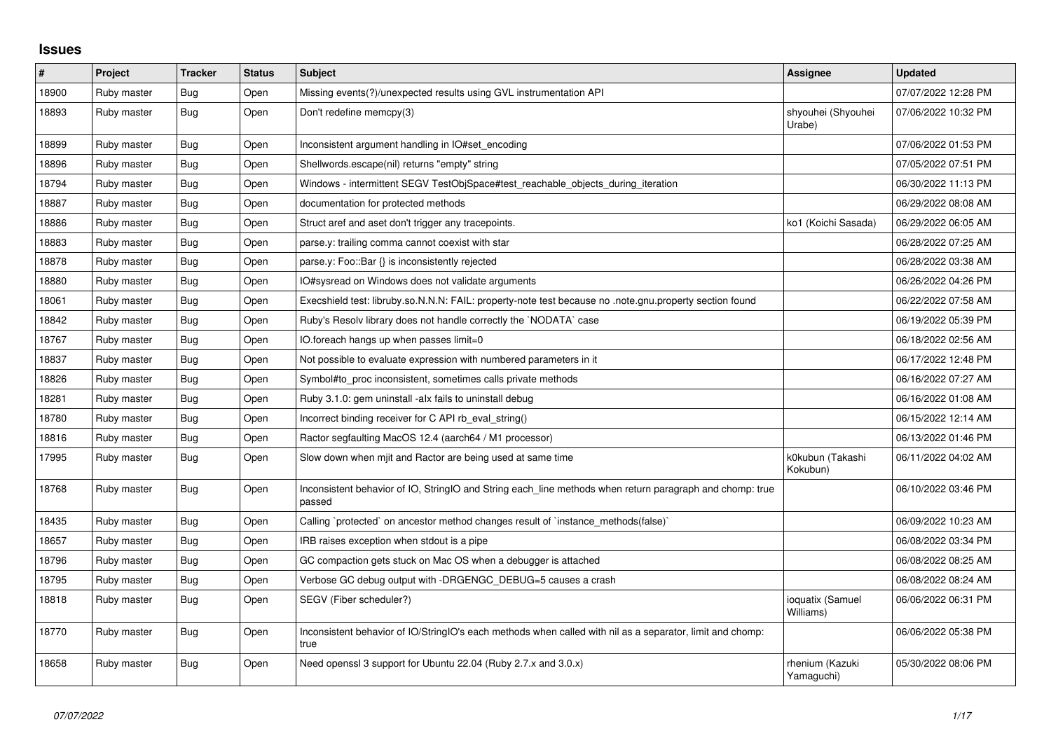# Issues

| # | Project | Tracker | Status | Subject | Assignee | Updated |
|---|---|---|---|---|---|---|
| 18900 | Ruby master | Bug | Open | Missing events(?)/unexpected results using GVL instrumentation API | | 07/07/2022 12:28 PM |
| 18893 | Ruby master | Bug | Open | Don't redefine memcpy(3) | shyouhei (Shyouhei Urabe) | 07/06/2022 10:32 PM |
| 18899 | Ruby master | Bug | Open | Inconsistent argument handling in IO#set_encoding | | 07/06/2022 01:53 PM |
| 18896 | Ruby master | Bug | Open | Shellwords.escape(nil) returns "empty" string | | 07/05/2022 07:51 PM |
| 18794 | Ruby master | Bug | Open | Windows - intermittent SEGV TestObjSpace#test_reachable_objects_during_iteration | | 06/30/2022 11:13 PM |
| 18887 | Ruby master | Bug | Open | documentation for protected methods | | 06/29/2022 08:08 AM |
| 18886 | Ruby master | Bug | Open | Struct aref and aset don't trigger any tracepoints. | ko1 (Koichi Sasada) | 06/29/2022 06:05 AM |
| 18883 | Ruby master | Bug | Open | parse.y: trailing comma cannot coexist with star | | 06/28/2022 07:25 AM |
| 18878 | Ruby master | Bug | Open | parse.y: Foo::Bar {} is inconsistently rejected | | 06/28/2022 03:38 AM |
| 18880 | Ruby master | Bug | Open | IO#sysread on Windows does not validate arguments | | 06/26/2022 04:26 PM |
| 18061 | Ruby master | Bug | Open | Execshield test: libruby.so.N.N.N: FAIL: property-note test because no .note.gnu.property section found | | 06/22/2022 07:58 AM |
| 18842 | Ruby master | Bug | Open | Ruby's Resolv library does not handle correctly the `NODATA` case | | 06/19/2022 05:39 PM |
| 18767 | Ruby master | Bug | Open | IO.foreach hangs up when passes limit=0 | | 06/18/2022 02:56 AM |
| 18837 | Ruby master | Bug | Open | Not possible to evaluate expression with numbered parameters in it | | 06/17/2022 12:48 PM |
| 18826 | Ruby master | Bug | Open | Symbol#to_proc inconsistent, sometimes calls private methods | | 06/16/2022 07:27 AM |
| 18281 | Ruby master | Bug | Open | Ruby 3.1.0: gem uninstall -alx fails to uninstall debug | | 06/16/2022 01:08 AM |
| 18780 | Ruby master | Bug | Open | Incorrect binding receiver for C API rb_eval_string() | | 06/15/2022 12:14 AM |
| 18816 | Ruby master | Bug | Open | Ractor segfaulting MacOS 12.4 (aarch64 / M1 processor) | | 06/13/2022 01:46 PM |
| 17995 | Ruby master | Bug | Open | Slow down when mjit and Ractor are being used at same time | k0kubun (Takashi Kokubun) | 06/11/2022 04:02 AM |
| 18768 | Ruby master | Bug | Open | Inconsistent behavior of IO, StringIO and String each_line methods when return paragraph and chomp: true passed | | 06/10/2022 03:46 PM |
| 18435 | Ruby master | Bug | Open | Calling `protected` on ancestor method changes result of `instance_methods(false)` | | 06/09/2022 10:23 AM |
| 18657 | Ruby master | Bug | Open | IRB raises exception when stdout is a pipe | | 06/08/2022 03:34 PM |
| 18796 | Ruby master | Bug | Open | GC compaction gets stuck on Mac OS when a debugger is attached | | 06/08/2022 08:25 AM |
| 18795 | Ruby master | Bug | Open | Verbose GC debug output with -DRGENGC_DEBUG=5 causes a crash | | 06/08/2022 08:24 AM |
| 18818 | Ruby master | Bug | Open | SEGV (Fiber scheduler?) | ioquatix (Samuel Williams) | 06/06/2022 06:31 PM |
| 18770 | Ruby master | Bug | Open | Inconsistent behavior of IO/StringIO's each methods when called with nil as a separator, limit and chomp: true | | 06/06/2022 05:38 PM |
| 18658 | Ruby master | Bug | Open | Need openssl 3 support for Ubuntu 22.04 (Ruby 2.7.x and 3.0.x) | rhenium (Kazuki Yamaguchi) | 05/30/2022 08:06 PM |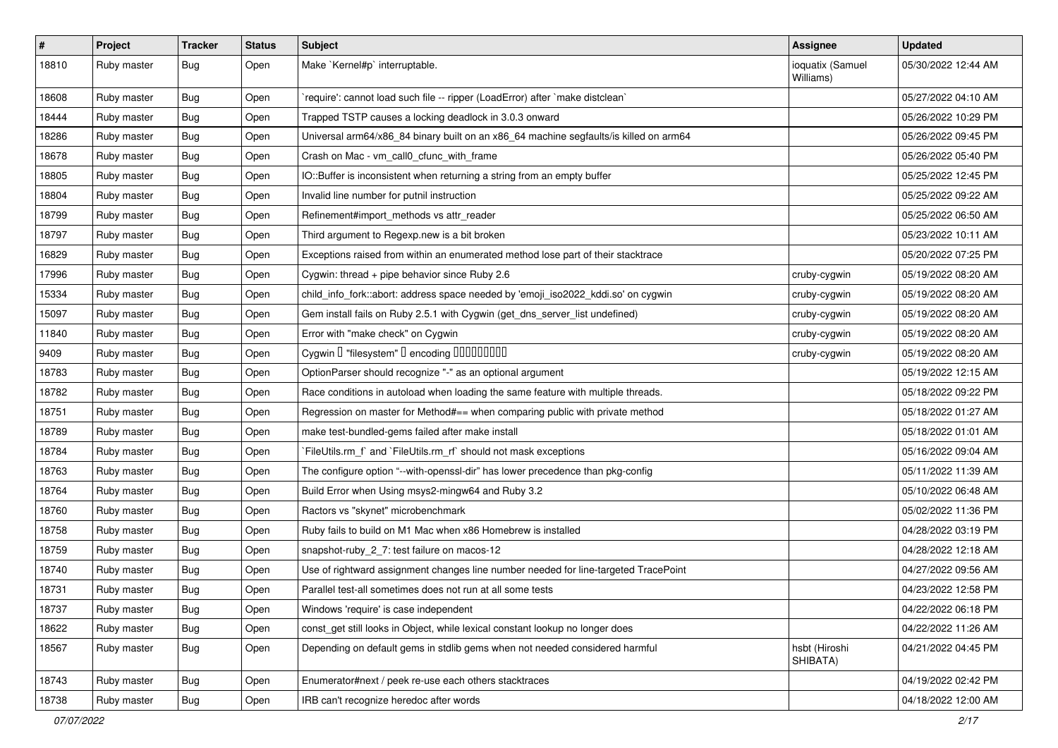| # | Project | Tracker | Status | Subject | Assignee | Updated |
| --- | --- | --- | --- | --- | --- | --- |
| 18810 | Ruby master | Bug | Open | Make `Kernel#p` interruptable. | ioquatix (Samuel Williams) | 05/30/2022 12:44 AM |
| 18608 | Ruby master | Bug | Open | `require': cannot load such file -- ripper (LoadError) after `make distclean` | | 05/27/2022 04:10 AM |
| 18444 | Ruby master | Bug | Open | Trapped TSTP causes a locking deadlock in 3.0.3 onward | | 05/26/2022 10:29 PM |
| 18286 | Ruby master | Bug | Open | Universal arm64/x86_84 binary built on an x86_64 machine segfaults/is killed on arm64 | | 05/26/2022 09:45 PM |
| 18678 | Ruby master | Bug | Open | Crash on Mac - vm_call0_cfunc_with_frame | | 05/26/2022 05:40 PM |
| 18805 | Ruby master | Bug | Open | IO::Buffer is inconsistent when returning a string from an empty buffer | | 05/25/2022 12:45 PM |
| 18804 | Ruby master | Bug | Open | Invalid line number for putnil instruction | | 05/25/2022 09:22 AM |
| 18799 | Ruby master | Bug | Open | Refinement#import_methods vs attr_reader | | 05/25/2022 06:50 AM |
| 18797 | Ruby master | Bug | Open | Third argument to Regexp.new is a bit broken | | 05/23/2022 10:11 AM |
| 16829 | Ruby master | Bug | Open | Exceptions raised from within an enumerated method lose part of their stacktrace | | 05/20/2022 07:25 PM |
| 17996 | Ruby master | Bug | Open | Cygwin: thread + pipe behavior since Ruby 2.6 | cruby-cygwin | 05/19/2022 08:20 AM |
| 15334 | Ruby master | Bug | Open | child_info_fork::abort: address space needed by 'emoji_iso2022_kddi.so' on cygwin | cruby-cygwin | 05/19/2022 08:20 AM |
| 15097 | Ruby master | Bug | Open | Gem install fails on Ruby 2.5.1 with Cygwin (get_dns_server_list undefined) | cruby-cygwin | 05/19/2022 08:20 AM |
| 11840 | Ruby master | Bug | Open | Error with "make check" on Cygwin | cruby-cygwin | 05/19/2022 08:20 AM |
| 9409 | Ruby master | Bug | Open | Cygwin � "filesystem" � encoding ���������� | cruby-cygwin | 05/19/2022 08:20 AM |
| 18783 | Ruby master | Bug | Open | OptionParser should recognize "-" as an optional argument | | 05/19/2022 12:15 AM |
| 18782 | Ruby master | Bug | Open | Race conditions in autoload when loading the same feature with multiple threads. | | 05/18/2022 09:22 PM |
| 18751 | Ruby master | Bug | Open | Regression on master for Method#== when comparing public with private method | | 05/18/2022 01:27 AM |
| 18789 | Ruby master | Bug | Open | make test-bundled-gems failed after make install | | 05/18/2022 01:01 AM |
| 18784 | Ruby master | Bug | Open | `FileUtils.rm_f` and `FileUtils.rm_rf` should not mask exceptions | | 05/16/2022 09:04 AM |
| 18763 | Ruby master | Bug | Open | The configure option "--with-openssl-dir" has lower precedence than pkg-config | | 05/11/2022 11:39 AM |
| 18764 | Ruby master | Bug | Open | Build Error when Using msys2-mingw64 and Ruby 3.2 | | 05/10/2022 06:48 AM |
| 18760 | Ruby master | Bug | Open | Ractors vs "skynet" microbenchmark | | 05/02/2022 11:36 PM |
| 18758 | Ruby master | Bug | Open | Ruby fails to build on M1 Mac when x86 Homebrew is installed | | 04/28/2022 03:19 PM |
| 18759 | Ruby master | Bug | Open | snapshot-ruby_2_7: test failure on macos-12 | | 04/28/2022 12:18 AM |
| 18740 | Ruby master | Bug | Open | Use of rightward assignment changes line number needed for line-targeted TracePoint | | 04/27/2022 09:56 AM |
| 18731 | Ruby master | Bug | Open | Parallel test-all sometimes does not run at all some tests | | 04/23/2022 12:58 PM |
| 18737 | Ruby master | Bug | Open | Windows 'require' is case independent | | 04/22/2022 06:18 PM |
| 18622 | Ruby master | Bug | Open | const_get still looks in Object, while lexical constant lookup no longer does | | 04/22/2022 11:26 AM |
| 18567 | Ruby master | Bug | Open | Depending on default gems in stdlib gems when not needed considered harmful | hsbt (Hiroshi SHIBATA) | 04/21/2022 04:45 PM |
| 18743 | Ruby master | Bug | Open | Enumerator#next / peek re-use each others stacktraces | | 04/19/2022 02:42 PM |
| 18738 | Ruby master | Bug | Open | IRB can't recognize heredoc after words | | 04/18/2022 12:00 AM |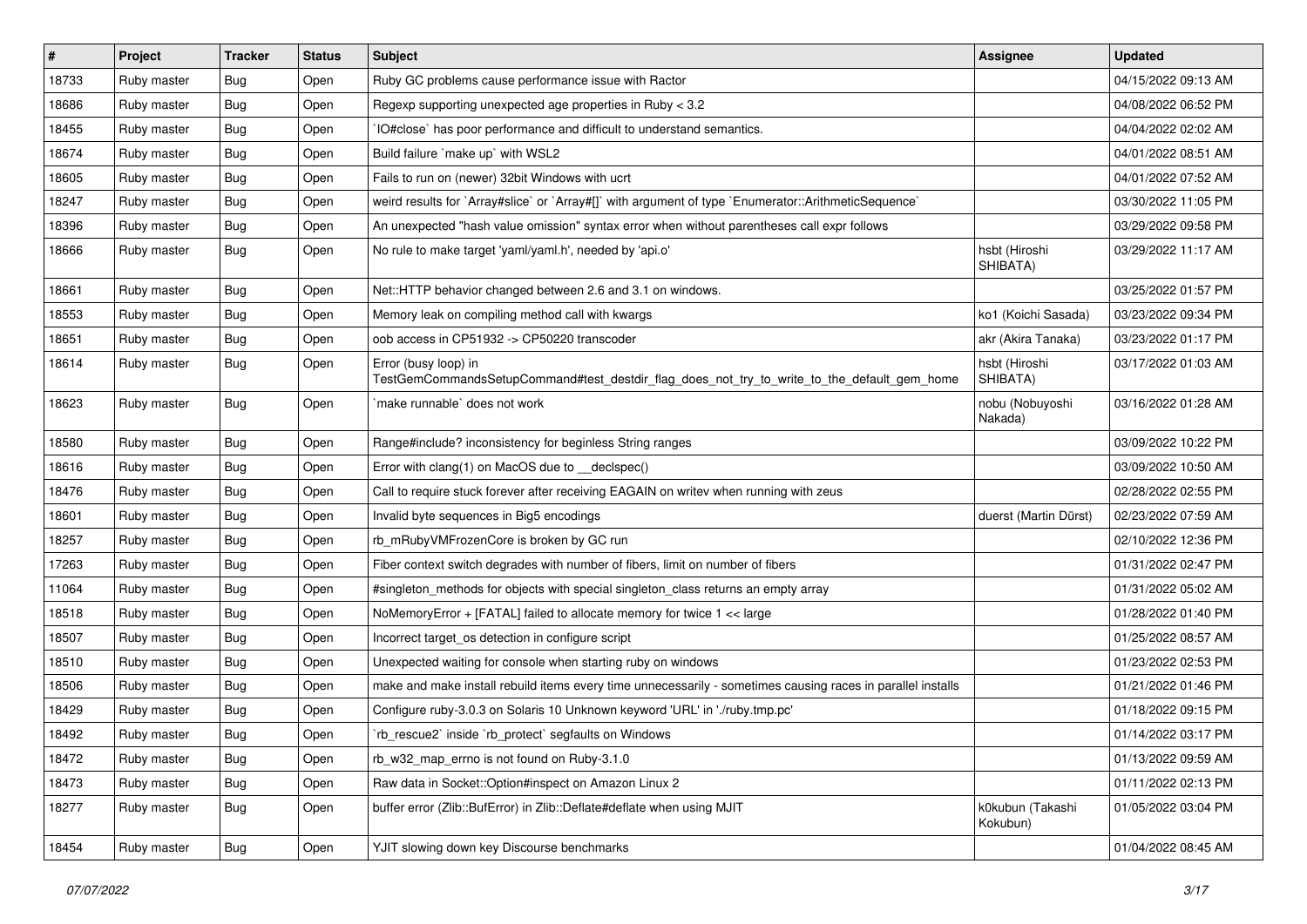| # | Project | Tracker | Status | Subject | Assignee | Updated |
|---|---|---|---|---|---|---|
| 18733 | Ruby master | Bug | Open | Ruby GC problems cause performance issue with Ractor | | 04/15/2022 09:13 AM |
| 18686 | Ruby master | Bug | Open | Regexp supporting unexpected age properties in Ruby < 3.2 | | 04/08/2022 06:52 PM |
| 18455 | Ruby master | Bug | Open | `IO#close` has poor performance and difficult to understand semantics. | | 04/04/2022 02:02 AM |
| 18674 | Ruby master | Bug | Open | Build failure `make up` with WSL2 | | 04/01/2022 08:51 AM |
| 18605 | Ruby master | Bug | Open | Fails to run on (newer) 32bit Windows with ucrt | | 04/01/2022 07:52 AM |
| 18247 | Ruby master | Bug | Open | weird results for `Array#slice` or `Array#[]` with argument of type `Enumerator::ArithmeticSequence` | | 03/30/2022 11:05 PM |
| 18396 | Ruby master | Bug | Open | An unexpected "hash value omission" syntax error when without parentheses call expr follows | | 03/29/2022 09:58 PM |
| 18666 | Ruby master | Bug | Open | No rule to make target 'yaml/yaml.h', needed by 'api.o' | hsbt (Hiroshi SHIBATA) | 03/29/2022 11:17 AM |
| 18661 | Ruby master | Bug | Open | Net::HTTP behavior changed between 2.6 and 3.1 on windows. | | 03/25/2022 01:57 PM |
| 18553 | Ruby master | Bug | Open | Memory leak on compiling method call with kwargs | ko1 (Koichi Sasada) | 03/23/2022 09:34 PM |
| 18651 | Ruby master | Bug | Open | oob access in CP51932 -> CP50220 transcoder | akr (Akira Tanaka) | 03/23/2022 01:17 PM |
| 18614 | Ruby master | Bug | Open | Error (busy loop) in TestGemCommandsSetupCommand#test_destdir_flag_does_not_try_to_write_to_the_default_gem_home | hsbt (Hiroshi SHIBATA) | 03/17/2022 01:03 AM |
| 18623 | Ruby master | Bug | Open | `make runnable` does not work | nobu (Nobuyoshi Nakada) | 03/16/2022 01:28 AM |
| 18580 | Ruby master | Bug | Open | Range#include? inconsistency for beginless String ranges | | 03/09/2022 10:22 PM |
| 18616 | Ruby master | Bug | Open | Error with clang(1) on MacOS due to __declspec() | | 03/09/2022 10:50 AM |
| 18476 | Ruby master | Bug | Open | Call to require stuck forever after receiving EAGAIN on writev when running with zeus | | 02/28/2022 02:55 PM |
| 18601 | Ruby master | Bug | Open | Invalid byte sequences in Big5 encodings | duerst (Martin Dürst) | 02/23/2022 07:59 AM |
| 18257 | Ruby master | Bug | Open | rb_mRubyVMFrozenCore is broken by GC run | | 02/10/2022 12:36 PM |
| 17263 | Ruby master | Bug | Open | Fiber context switch degrades with number of fibers, limit on number of fibers | | 01/31/2022 02:47 PM |
| 11064 | Ruby master | Bug | Open | #singleton_methods for objects with special singleton_class returns an empty array | | 01/31/2022 05:02 AM |
| 18518 | Ruby master | Bug | Open | NoMemoryError + [FATAL] failed to allocate memory for twice 1 << large | | 01/28/2022 01:40 PM |
| 18507 | Ruby master | Bug | Open | Incorrect target_os detection in configure script | | 01/25/2022 08:57 AM |
| 18510 | Ruby master | Bug | Open | Unexpected waiting for console when starting ruby on windows | | 01/23/2022 02:53 PM |
| 18506 | Ruby master | Bug | Open | make and make install rebuild items every time unnecessarily - sometimes causing races in parallel installs | | 01/21/2022 01:46 PM |
| 18429 | Ruby master | Bug | Open | Configure ruby-3.0.3 on Solaris 10 Unknown keyword 'URL' in './ruby.tmp.pc' | | 01/18/2022 09:15 PM |
| 18492 | Ruby master | Bug | Open | `rb_rescue2` inside `rb_protect` segfaults on Windows | | 01/14/2022 03:17 PM |
| 18472 | Ruby master | Bug | Open | rb_w32_map_errno is not found on Ruby-3.1.0 | | 01/13/2022 09:59 AM |
| 18473 | Ruby master | Bug | Open | Raw data in Socket::Option#inspect on Amazon Linux 2 | | 01/11/2022 02:13 PM |
| 18277 | Ruby master | Bug | Open | buffer error (Zlib::BufError) in Zlib::Deflate#deflate when using MJIT | k0kubun (Takashi Kokubun) | 01/05/2022 03:04 PM |
| 18454 | Ruby master | Bug | Open | YJIT slowing down key Discourse benchmarks | | 01/04/2022 08:45 AM |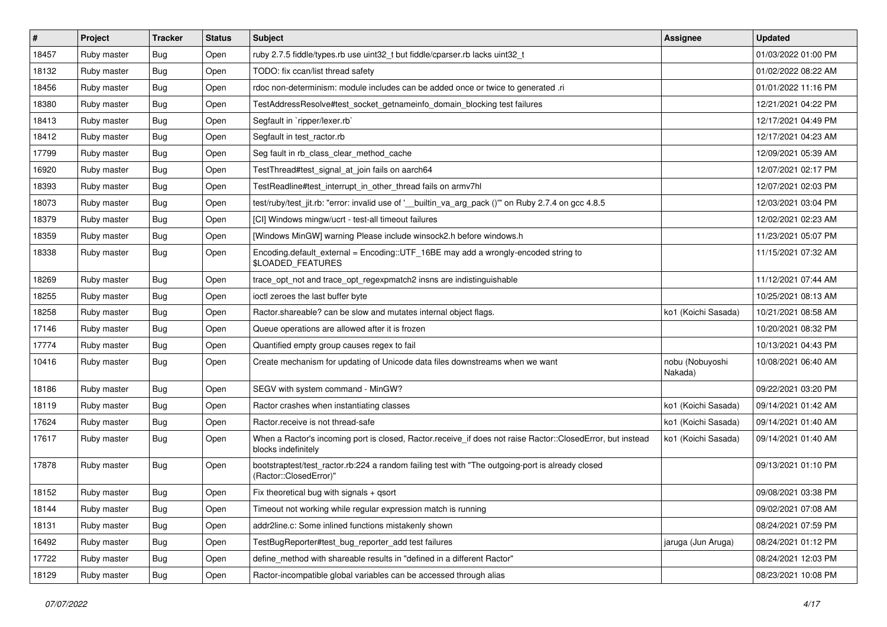| # | Project | Tracker | Status | Subject | Assignee | Updated |
|---|---|---|---|---|---|---|
| 18457 | Ruby master | Bug | Open | ruby 2.7.5 fiddle/types.rb use uint32_t but fiddle/cparser.rb lacks uint32_t | | 01/03/2022 01:00 PM |
| 18132 | Ruby master | Bug | Open | TODO: fix ccan/list thread safety | | 01/02/2022 08:22 AM |
| 18456 | Ruby master | Bug | Open | rdoc non-determinism: module includes can be added once or twice to generated .ri | | 01/01/2022 11:16 PM |
| 18380 | Ruby master | Bug | Open | TestAddressResolve#test_socket_getnameinfo_domain_blocking test failures | | 12/21/2021 04:22 PM |
| 18413 | Ruby master | Bug | Open | Segfault in `ripper/lexer.rb` | | 12/17/2021 04:49 PM |
| 18412 | Ruby master | Bug | Open | Segfault in test_ractor.rb | | 12/17/2021 04:23 AM |
| 17799 | Ruby master | Bug | Open | Seg fault in rb_class_clear_method_cache | | 12/09/2021 05:39 AM |
| 16920 | Ruby master | Bug | Open | TestThread#test_signal_at_join fails on aarch64 | | 12/07/2021 02:17 PM |
| 18393 | Ruby master | Bug | Open | TestReadline#test_interrupt_in_other_thread fails on armv7hl | | 12/07/2021 02:03 PM |
| 18073 | Ruby master | Bug | Open | test/ruby/test_jit.rb: "error: invalid use of '__builtin_va_arg_pack ()'" on Ruby 2.7.4 on gcc 4.8.5 | | 12/03/2021 03:04 PM |
| 18379 | Ruby master | Bug | Open | [CI] Windows mingw/ucrt - test-all timeout failures | | 12/02/2021 02:23 AM |
| 18359 | Ruby master | Bug | Open | [Windows MinGW] warning Please include winsock2.h before windows.h | | 11/23/2021 05:07 PM |
| 18338 | Ruby master | Bug | Open | Encoding.default_external = Encoding::UTF_16BE may add a wrongly-encoded string to $LOADED_FEATURES | | 11/15/2021 07:32 AM |
| 18269 | Ruby master | Bug | Open | trace_opt_not and trace_opt_regexpmatch2 insns are indistinguishable | | 11/12/2021 07:44 AM |
| 18255 | Ruby master | Bug | Open | ioctl zeroes the last buffer byte | | 10/25/2021 08:13 AM |
| 18258 | Ruby master | Bug | Open | Ractor.shareable? can be slow and mutates internal object flags. | ko1 (Koichi Sasada) | 10/21/2021 08:58 AM |
| 17146 | Ruby master | Bug | Open | Queue operations are allowed after it is frozen | | 10/20/2021 08:32 PM |
| 17774 | Ruby master | Bug | Open | Quantified empty group causes regex to fail | | 10/13/2021 04:43 PM |
| 10416 | Ruby master | Bug | Open | Create mechanism for updating of Unicode data files downstreams when we want | nobu (Nobuyoshi Nakada) | 10/08/2021 06:40 AM |
| 18186 | Ruby master | Bug | Open | SEGV with system command - MinGW? | | 09/22/2021 03:20 PM |
| 18119 | Ruby master | Bug | Open | Ractor crashes when instantiating classes | ko1 (Koichi Sasada) | 09/14/2021 01:42 AM |
| 17624 | Ruby master | Bug | Open | Ractor.receive is not thread-safe | ko1 (Koichi Sasada) | 09/14/2021 01:40 AM |
| 17617 | Ruby master | Bug | Open | When a Ractor's incoming port is closed, Ractor.receive_if does not raise Ractor::ClosedError, but instead blocks indefinitely | ko1 (Koichi Sasada) | 09/14/2021 01:40 AM |
| 17878 | Ruby master | Bug | Open | bootstraptest/test_ractor.rb:224 a random failing test with "The outgoing-port is already closed (Ractor::ClosedError)" | | 09/13/2021 01:10 PM |
| 18152 | Ruby master | Bug | Open | Fix theoretical bug with signals + qsort | | 09/08/2021 03:38 PM |
| 18144 | Ruby master | Bug | Open | Timeout not working while regular expression match is running | | 09/02/2021 07:08 AM |
| 18131 | Ruby master | Bug | Open | addr2line.c: Some inlined functions mistakenly shown | | 08/24/2021 07:59 PM |
| 16492 | Ruby master | Bug | Open | TestBugReporter#test_bug_reporter_add test failures | jaruga (Jun Aruga) | 08/24/2021 01:12 PM |
| 17722 | Ruby master | Bug | Open | define_method with shareable results in "defined in a different Ractor" | | 08/24/2021 12:03 PM |
| 18129 | Ruby master | Bug | Open | Ractor-incompatible global variables can be accessed through alias | | 08/23/2021 10:08 PM |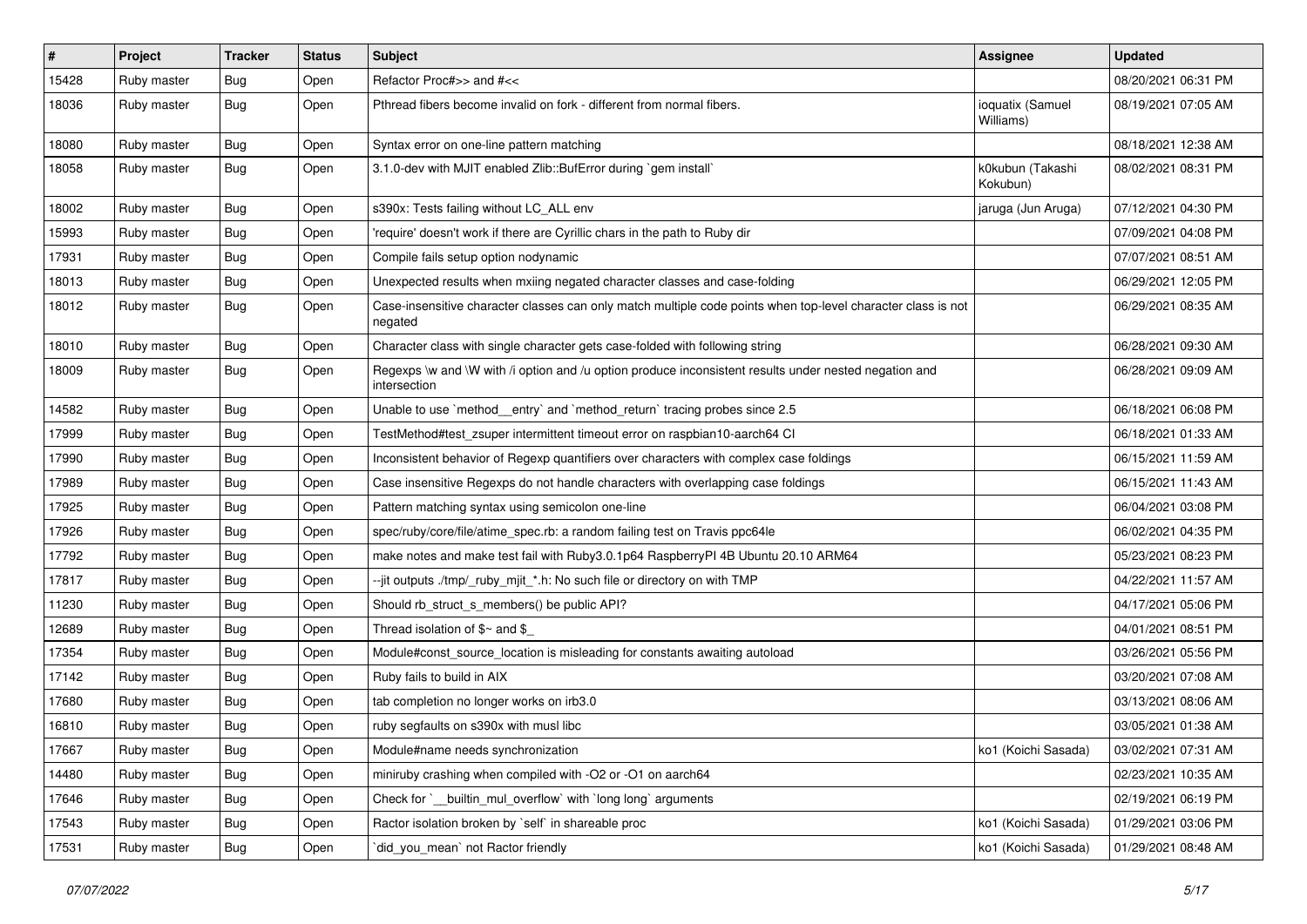| # | Project | Tracker | Status | Subject | Assignee | Updated |
|---|---|---|---|---|---|---|
| 15428 | Ruby master | Bug | Open | Refactor Proc#>> and #<< | | 08/20/2021 06:31 PM |
| 18036 | Ruby master | Bug | Open | Pthread fibers become invalid on fork - different from normal fibers. | ioquatix (Samuel Williams) | 08/19/2021 07:05 AM |
| 18080 | Ruby master | Bug | Open | Syntax error on one-line pattern matching | | 08/18/2021 12:38 AM |
| 18058 | Ruby master | Bug | Open | 3.1.0-dev with MJIT enabled Zlib::BufError during `gem install` | k0kubun (Takashi Kokubun) | 08/02/2021 08:31 PM |
| 18002 | Ruby master | Bug | Open | s390x: Tests failing without LC_ALL env | jaruga (Jun Aruga) | 07/12/2021 04:30 PM |
| 15993 | Ruby master | Bug | Open | 'require' doesn't work if there are Cyrillic chars in the path to Ruby dir | | 07/09/2021 04:08 PM |
| 17931 | Ruby master | Bug | Open | Compile fails setup option nodynamic | | 07/07/2021 08:51 AM |
| 18013 | Ruby master | Bug | Open | Unexpected results when mxiing negated character classes and case-folding | | 06/29/2021 12:05 PM |
| 18012 | Ruby master | Bug | Open | Case-insensitive character classes can only match multiple code points when top-level character class is not negated | | 06/29/2021 08:35 AM |
| 18010 | Ruby master | Bug | Open | Character class with single character gets case-folded with following string | | 06/28/2021 09:30 AM |
| 18009 | Ruby master | Bug | Open | Regexps \w and \W with /i option and /u option produce inconsistent results under nested negation and intersection | | 06/28/2021 09:09 AM |
| 14582 | Ruby master | Bug | Open | Unable to use `method__entry` and `method_return` tracing probes since 2.5 | | 06/18/2021 06:08 PM |
| 17999 | Ruby master | Bug | Open | TestMethod#test_zsuper intermittent timeout error on raspbian10-aarch64 CI | | 06/18/2021 01:33 AM |
| 17990 | Ruby master | Bug | Open | Inconsistent behavior of Regexp quantifiers over characters with complex case foldings | | 06/15/2021 11:59 AM |
| 17989 | Ruby master | Bug | Open | Case insensitive Regexps do not handle characters with overlapping case foldings | | 06/15/2021 11:43 AM |
| 17925 | Ruby master | Bug | Open | Pattern matching syntax using semicolon one-line | | 06/04/2021 03:08 PM |
| 17926 | Ruby master | Bug | Open | spec/ruby/core/file/atime_spec.rb: a random failing test on Travis ppc64le | | 06/02/2021 04:35 PM |
| 17792 | Ruby master | Bug | Open | make notes and make test fail with Ruby3.0.1p64 RaspberryPI 4B Ubuntu 20.10 ARM64 | | 05/23/2021 08:23 PM |
| 17817 | Ruby master | Bug | Open | --jit outputs ./tmp/_ruby_mjit_*.h: No such file or directory on with TMP | | 04/22/2021 11:57 AM |
| 11230 | Ruby master | Bug | Open | Should rb_struct_s_members() be public API? | | 04/17/2021 05:06 PM |
| 12689 | Ruby master | Bug | Open | Thread isolation of $~ and $_ | | 04/01/2021 08:51 PM |
| 17354 | Ruby master | Bug | Open | Module#const_source_location is misleading for constants awaiting autoload | | 03/26/2021 05:56 PM |
| 17142 | Ruby master | Bug | Open | Ruby fails to build in AIX | | 03/20/2021 07:08 AM |
| 17680 | Ruby master | Bug | Open | tab completion no longer works on irb3.0 | | 03/13/2021 08:06 AM |
| 16810 | Ruby master | Bug | Open | ruby segfaults on s390x with musl libc | | 03/05/2021 01:38 AM |
| 17667 | Ruby master | Bug | Open | Module#name needs synchronization | ko1 (Koichi Sasada) | 03/02/2021 07:31 AM |
| 14480 | Ruby master | Bug | Open | miniruby crashing when compiled with -O2 or -O1 on aarch64 | | 02/23/2021 10:35 AM |
| 17646 | Ruby master | Bug | Open | Check for `__builtin_mul_overflow` with `long long` arguments | | 02/19/2021 06:19 PM |
| 17543 | Ruby master | Bug | Open | Ractor isolation broken by `self` in shareable proc | ko1 (Koichi Sasada) | 01/29/2021 03:06 PM |
| 17531 | Ruby master | Bug | Open | `did_you_mean` not Ractor friendly | ko1 (Koichi Sasada) | 01/29/2021 08:48 AM |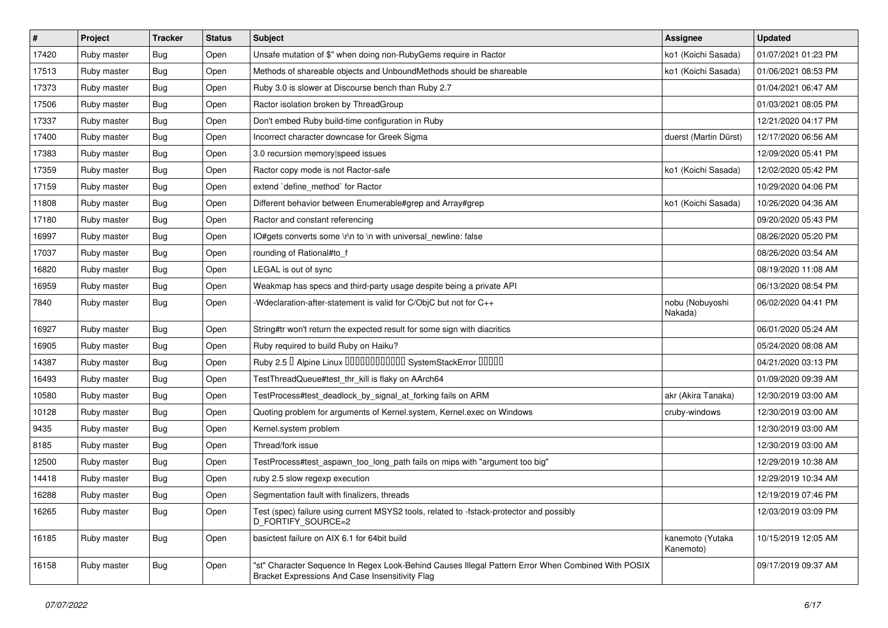| # | Project | Tracker | Status | Subject | Assignee | Updated |
|---|---|---|---|---|---|---|
| 17420 | Ruby master | Bug | Open | Unsafe mutation of $" when doing non-RubyGems require in Ractor | ko1 (Koichi Sasada) | 01/07/2021 01:23 PM |
| 17513 | Ruby master | Bug | Open | Methods of shareable objects and UnboundMethods should be shareable | ko1 (Koichi Sasada) | 01/06/2021 08:53 PM |
| 17373 | Ruby master | Bug | Open | Ruby 3.0 is slower at Discourse bench than Ruby 2.7 | | 01/04/2021 06:47 AM |
| 17506 | Ruby master | Bug | Open | Ractor isolation broken by ThreadGroup | | 01/03/2021 08:05 PM |
| 17337 | Ruby master | Bug | Open | Don't embed Ruby build-time configuration in Ruby | | 12/21/2020 04:17 PM |
| 17400 | Ruby master | Bug | Open | Incorrect character downcase for Greek Sigma | duerst (Martin Dürst) | 12/17/2020 06:56 AM |
| 17383 | Ruby master | Bug | Open | 3.0 recursion memory\|speed issues | | 12/09/2020 05:41 PM |
| 17359 | Ruby master | Bug | Open | Ractor copy mode is not Ractor-safe | ko1 (Koichi Sasada) | 12/02/2020 05:42 PM |
| 17159 | Ruby master | Bug | Open | extend `define_method` for Ractor | | 10/29/2020 04:06 PM |
| 11808 | Ruby master | Bug | Open | Different behavior between Enumerable#grep and Array#grep | ko1 (Koichi Sasada) | 10/26/2020 04:36 AM |
| 17180 | Ruby master | Bug | Open | Ractor and constant referencing | | 09/20/2020 05:43 PM |
| 16997 | Ruby master | Bug | Open | IO#gets converts some \r\n to \n with universal_newline: false | | 08/26/2020 05:20 PM |
| 17037 | Ruby master | Bug | Open | rounding of Rational#to_f | | 08/26/2020 03:54 AM |
| 16820 | Ruby master | Bug | Open | LEGAL is out of sync | | 08/19/2020 11:08 AM |
| 16959 | Ruby master | Bug | Open | Weakmap has specs and third-party usage despite being a private API | | 06/13/2020 08:54 PM |
| 7840 | Ruby master | Bug | Open | -Wdeclaration-after-statement is valid for C/ObjC but not for C++ | nobu (Nobuyoshi Nakada) | 06/02/2020 04:41 PM |
| 16927 | Ruby master | Bug | Open | String#tr won't return the expected result for some sign with diacritics | | 06/01/2020 05:24 AM |
| 16905 | Ruby master | Bug | Open | Ruby required to build Ruby on Haiku? | | 05/24/2020 08:08 AM |
| 14387 | Ruby master | Bug | Open | Ruby 2.5 � Alpine Linux ������������ SystemStackError ����� | | 04/21/2020 03:13 PM |
| 16493 | Ruby master | Bug | Open | TestThreadQueue#test_thr_kill is flaky on AArch64 | | 01/09/2020 09:39 AM |
| 10580 | Ruby master | Bug | Open | TestProcess#test_deadlock_by_signal_at_forking fails on ARM | akr (Akira Tanaka) | 12/30/2019 03:00 AM |
| 10128 | Ruby master | Bug | Open | Quoting problem for arguments of Kernel.system, Kernel.exec on Windows | cruby-windows | 12/30/2019 03:00 AM |
| 9435 | Ruby master | Bug | Open | Kernel.system problem | | 12/30/2019 03:00 AM |
| 8185 | Ruby master | Bug | Open | Thread/fork issue | | 12/30/2019 03:00 AM |
| 12500 | Ruby master | Bug | Open | TestProcess#test_aspawn_too_long_path fails on mips with "argument too big" | | 12/29/2019 10:38 AM |
| 14418 | Ruby master | Bug | Open | ruby 2.5 slow regexp execution | | 12/29/2019 10:34 AM |
| 16288 | Ruby master | Bug | Open | Segmentation fault with finalizers, threads | | 12/19/2019 07:46 PM |
| 16265 | Ruby master | Bug | Open | Test (spec) failure using current MSYS2 tools, related to -fstack-protector and possibly D_FORTIFY_SOURCE=2 | | 12/03/2019 03:09 PM |
| 16185 | Ruby master | Bug | Open | basictest failure on AIX 6.1 for 64bit build | kanemoto (Yutaka Kanemoto) | 10/15/2019 12:05 AM |
| 16158 | Ruby master | Bug | Open | "st" Character Sequence In Regex Look-Behind Causes Illegal Pattern Error When Combined With POSIX Bracket Expressions And Case Insensitivity Flag | | 09/17/2019 09:37 AM |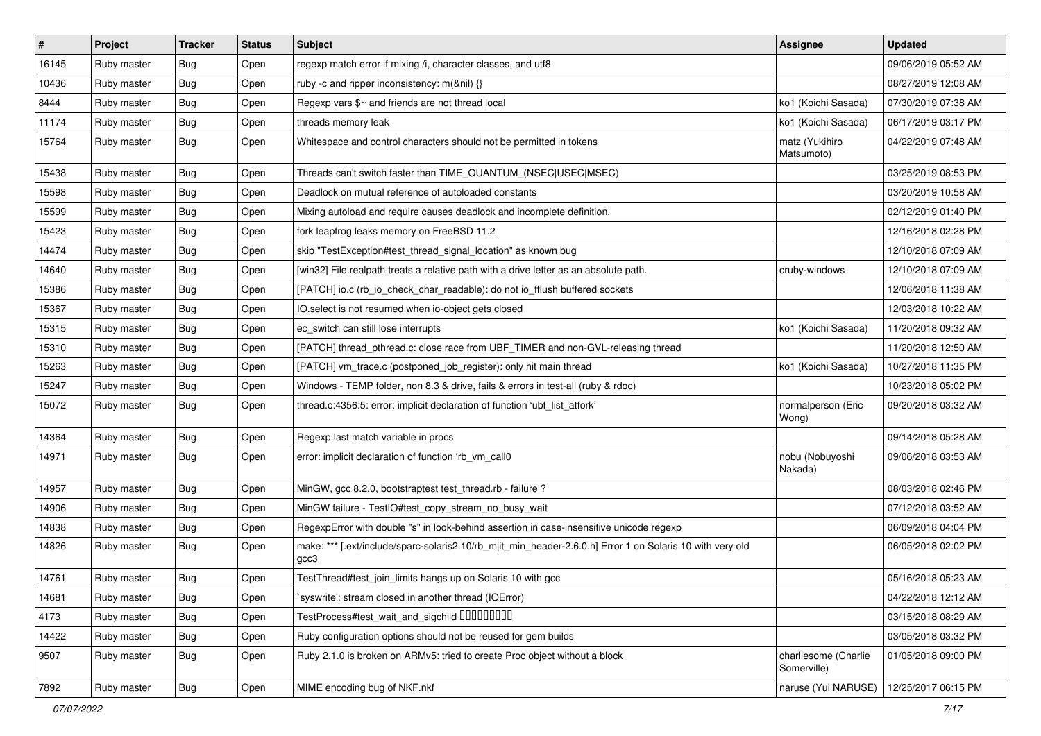| # | Project | Tracker | Status | Subject | Assignee | Updated |
| --- | --- | --- | --- | --- | --- | --- |
| 16145 | Ruby master | Bug | Open | regexp match error if mixing /i, character classes, and utf8 | | 09/06/2019 05:52 AM |
| 10436 | Ruby master | Bug | Open | ruby -c and ripper inconsistency: m(&nil) {} | | 08/27/2019 12:08 AM |
| 8444 | Ruby master | Bug | Open | Regexp vars $~ and friends are not thread local | ko1 (Koichi Sasada) | 07/30/2019 07:38 AM |
| 11174 | Ruby master | Bug | Open | threads memory leak | ko1 (Koichi Sasada) | 06/17/2019 03:17 PM |
| 15764 | Ruby master | Bug | Open | Whitespace and control characters should not be permitted in tokens | matz (Yukihiro Matsumoto) | 04/22/2019 07:48 AM |
| 15438 | Ruby master | Bug | Open | Threads can't switch faster than TIME_QUANTUM_(NSEC\|USEC\|MSEC) | | 03/25/2019 08:53 PM |
| 15598 | Ruby master | Bug | Open | Deadlock on mutual reference of autoloaded constants | | 03/20/2019 10:58 AM |
| 15599 | Ruby master | Bug | Open | Mixing autoload and require causes deadlock and incomplete definition. | | 02/12/2019 01:40 PM |
| 15423 | Ruby master | Bug | Open | fork leapfrog leaks memory on FreeBSD 11.2 | | 12/16/2018 02:28 PM |
| 14474 | Ruby master | Bug | Open | skip "TestException#test_thread_signal_location" as known bug | | 12/10/2018 07:09 AM |
| 14640 | Ruby master | Bug | Open | [win32] File.realpath treats a relative path with a drive letter as an absolute path. | cruby-windows | 12/10/2018 07:09 AM |
| 15386 | Ruby master | Bug | Open | [PATCH] io.c (rb_io_check_char_readable): do not io_fflush buffered sockets | | 12/06/2018 11:38 AM |
| 15367 | Ruby master | Bug | Open | IO.select is not resumed when io-object gets closed | | 12/03/2018 10:22 AM |
| 15315 | Ruby master | Bug | Open | ec_switch can still lose interrupts | ko1 (Koichi Sasada) | 11/20/2018 09:32 AM |
| 15310 | Ruby master | Bug | Open | [PATCH] thread_pthread.c: close race from UBF_TIMER and non-GVL-releasing thread | | 11/20/2018 12:50 AM |
| 15263 | Ruby master | Bug | Open | [PATCH] vm_trace.c (postponed_job_register): only hit main thread | ko1 (Koichi Sasada) | 10/27/2018 11:35 PM |
| 15247 | Ruby master | Bug | Open | Windows - TEMP folder, non 8.3 & drive, fails & errors in test-all (ruby & rdoc) | | 10/23/2018 05:02 PM |
| 15072 | Ruby master | Bug | Open | thread.c:4356:5: error: implicit declaration of function 'ubf_list_atfork' | normalperson (Eric Wong) | 09/20/2018 03:32 AM |
| 14364 | Ruby master | Bug | Open | Regexp last match variable in procs | | 09/14/2018 05:28 AM |
| 14971 | Ruby master | Bug | Open | error: implicit declaration of function 'rb_vm_call0 | nobu (Nobuyoshi Nakada) | 09/06/2018 03:53 AM |
| 14957 | Ruby master | Bug | Open | MinGW, gcc 8.2.0, bootstraptest test_thread.rb - failure ? | | 08/03/2018 02:46 PM |
| 14906 | Ruby master | Bug | Open | MinGW failure - TestIO#test_copy_stream_no_busy_wait | | 07/12/2018 03:52 AM |
| 14838 | Ruby master | Bug | Open | RegexpError with double "s" in look-behind assertion in case-insensitive unicode regexp | | 06/09/2018 04:04 PM |
| 14826 | Ruby master | Bug | Open | make: *** [.ext/include/sparc-solaris2.10/rb_mjit_min_header-2.6.0.h] Error 1 on Solaris 10 with very old gcc3 | | 06/05/2018 02:02 PM |
| 14761 | Ruby master | Bug | Open | TestThread#test_join_limits hangs up on Solaris 10 with gcc | | 05/16/2018 05:23 AM |
| 14681 | Ruby master | Bug | Open | `syswrite': stream closed in another thread (IOError) | | 04/22/2018 12:12 AM |
| 4173 | Ruby master | Bug | Open | TestProcess#test_wait_and_sigchild ���������� | | 03/15/2018 08:29 AM |
| 14422 | Ruby master | Bug | Open | Ruby configuration options should not be reused for gem builds | | 03/05/2018 03:32 PM |
| 9507 | Ruby master | Bug | Open | Ruby 2.1.0 is broken on ARMv5: tried to create Proc object without a block | charliesome (Charlie Somerville) | 01/05/2018 09:00 PM |
| 7892 | Ruby master | Bug | Open | MIME encoding bug of NKF.nkf | naruse (Yui NARUSE) | 12/25/2017 06:15 PM |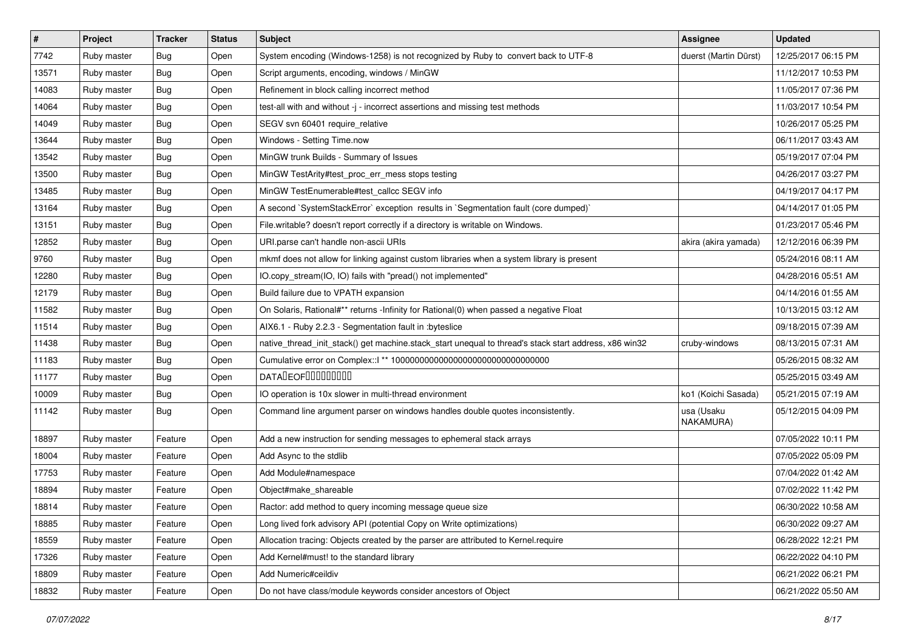| # | Project | Tracker | Status | Subject | Assignee | Updated |
|---|---|---|---|---|---|---|
| 7742 | Ruby master | Bug | Open | System encoding (Windows-1258) is not recognized by Ruby to convert back to UTF-8 | duerst (Martin Dürst) | 12/25/2017 06:15 PM |
| 13571 | Ruby master | Bug | Open | Script arguments, encoding, windows / MinGW | | 11/12/2017 10:53 PM |
| 14083 | Ruby master | Bug | Open | Refinement in block calling incorrect method | | 11/05/2017 07:36 PM |
| 14064 | Ruby master | Bug | Open | test-all with and without -j - incorrect assertions and missing test methods | | 11/03/2017 10:54 PM |
| 14049 | Ruby master | Bug | Open | SEGV svn 60401 require_relative | | 10/26/2017 05:25 PM |
| 13644 | Ruby master | Bug | Open | Windows - Setting Time.now | | 06/11/2017 03:43 AM |
| 13542 | Ruby master | Bug | Open | MinGW trunk Builds - Summary of Issues | | 05/19/2017 07:04 PM |
| 13500 | Ruby master | Bug | Open | MinGW TestArity#test_proc_err_mess stops testing | | 04/26/2017 03:27 PM |
| 13485 | Ruby master | Bug | Open | MinGW TestEnumerable#test_callcc SEGV info | | 04/19/2017 04:17 PM |
| 13164 | Ruby master | Bug | Open | A second `SystemStackError` exception results in `Segmentation fault (core dumped)` | | 04/14/2017 01:05 PM |
| 13151 | Ruby master | Bug | Open | File.writable? doesn't report correctly if a directory is writable on Windows. | | 01/23/2017 05:46 PM |
| 12852 | Ruby master | Bug | Open | URI.parse can't handle non-ascii URIs | akira (akira yamada) | 12/12/2016 06:39 PM |
| 9760 | Ruby master | Bug | Open | mkmf does not allow for linking against custom libraries when a system library is present | | 05/24/2016 08:11 AM |
| 12280 | Ruby master | Bug | Open | IO.copy_stream(IO, IO) fails with "pread() not implemented" | | 04/28/2016 05:51 AM |
| 12179 | Ruby master | Bug | Open | Build failure due to VPATH expansion | | 04/14/2016 01:55 AM |
| 11582 | Ruby master | Bug | Open | On Solaris, Rational#** returns -Infinity for Rational(0) when passed a negative Float | | 10/13/2015 03:12 AM |
| 11514 | Ruby master | Bug | Open | AIX6.1 - Ruby 2.2.3 - Segmentation fault in :byteslice | | 09/18/2015 07:39 AM |
| 11438 | Ruby master | Bug | Open | native_thread_init_stack() get machine.stack_start unequal to thread's stack start address, x86 win32 | cruby-windows | 08/13/2015 07:31 AM |
| 11183 | Ruby master | Bug | Open | Cumulative error on Complex::I ** 100000000000000000000000000000000 | | 05/26/2015 08:32 AM |
| 11177 | Ruby master | Bug | Open | DATA�EOF��������� | | 05/25/2015 03:49 AM |
| 10009 | Ruby master | Bug | Open | IO operation is 10x slower in multi-thread environment | ko1 (Koichi Sasada) | 05/21/2015 07:19 AM |
| 11142 | Ruby master | Bug | Open | Command line argument parser on windows handles double quotes inconsistently. | usa (Usaku NAKAMURA) | 05/12/2015 04:09 PM |
| 18897 | Ruby master | Feature | Open | Add a new instruction for sending messages to ephemeral stack arrays | | 07/05/2022 10:11 PM |
| 18004 | Ruby master | Feature | Open | Add Async to the stdlib | | 07/05/2022 05:09 PM |
| 17753 | Ruby master | Feature | Open | Add Module#namespace | | 07/04/2022 01:42 AM |
| 18894 | Ruby master | Feature | Open | Object#make_shareable | | 07/02/2022 11:42 PM |
| 18814 | Ruby master | Feature | Open | Ractor: add method to query incoming message queue size | | 06/30/2022 10:58 AM |
| 18885 | Ruby master | Feature | Open | Long lived fork advisory API (potential Copy on Write optimizations) | | 06/30/2022 09:27 AM |
| 18559 | Ruby master | Feature | Open | Allocation tracing: Objects created by the parser are attributed to Kernel.require | | 06/28/2022 12:21 PM |
| 17326 | Ruby master | Feature | Open | Add Kernel#must! to the standard library | | 06/22/2022 04:10 PM |
| 18809 | Ruby master | Feature | Open | Add Numeric#ceildiv | | 06/21/2022 06:21 PM |
| 18832 | Ruby master | Feature | Open | Do not have class/module keywords consider ancestors of Object | | 06/21/2022 05:50 AM |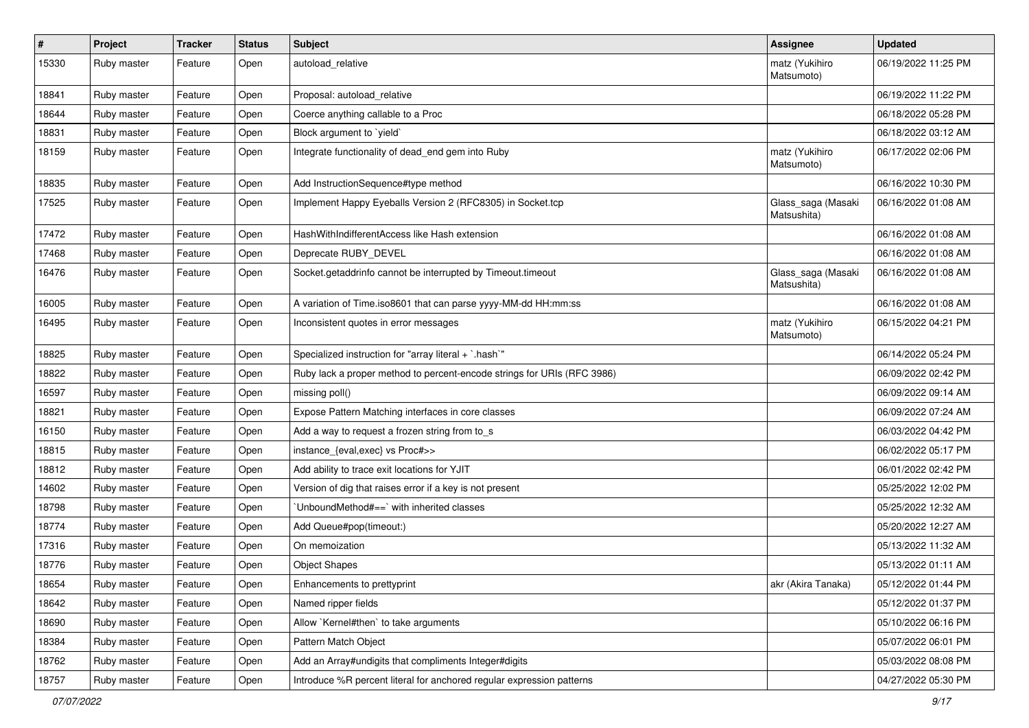| # | Project | Tracker | Status | Subject | Assignee | Updated |
|---|---|---|---|---|---|---|
| 15330 | Ruby master | Feature | Open | autoload_relative | matz (Yukihiro Matsumoto) | 06/19/2022 11:25 PM |
| 18841 | Ruby master | Feature | Open | Proposal: autoload_relative | | 06/19/2022 11:22 PM |
| 18644 | Ruby master | Feature | Open | Coerce anything callable to a Proc | | 06/18/2022 05:28 PM |
| 18831 | Ruby master | Feature | Open | Block argument to `yield` | | 06/18/2022 03:12 AM |
| 18159 | Ruby master | Feature | Open | Integrate functionality of dead_end gem into Ruby | matz (Yukihiro Matsumoto) | 06/17/2022 02:06 PM |
| 18835 | Ruby master | Feature | Open | Add InstructionSequence#type method | | 06/16/2022 10:30 PM |
| 17525 | Ruby master | Feature | Open | Implement Happy Eyeballs Version 2 (RFC8305) in Socket.tcp | Glass_saga (Masaki Matsushita) | 06/16/2022 01:08 AM |
| 17472 | Ruby master | Feature | Open | HashWithIndifferentAccess like Hash extension | | 06/16/2022 01:08 AM |
| 17468 | Ruby master | Feature | Open | Deprecate RUBY_DEVEL | | 06/16/2022 01:08 AM |
| 16476 | Ruby master | Feature | Open | Socket.getaddrinfo cannot be interrupted by Timeout.timeout | Glass_saga (Masaki Matsushita) | 06/16/2022 01:08 AM |
| 16005 | Ruby master | Feature | Open | A variation of Time.iso8601 that can parse yyyy-MM-dd HH:mm:ss | | 06/16/2022 01:08 AM |
| 16495 | Ruby master | Feature | Open | Inconsistent quotes in error messages | matz (Yukihiro Matsumoto) | 06/15/2022 04:21 PM |
| 18825 | Ruby master | Feature | Open | Specialized instruction for "array literal + `.hash`" | | 06/14/2022 05:24 PM |
| 18822 | Ruby master | Feature | Open | Ruby lack a proper method to percent-encode strings for URIs (RFC 3986) | | 06/09/2022 02:42 PM |
| 16597 | Ruby master | Feature | Open | missing poll() | | 06/09/2022 09:14 AM |
| 18821 | Ruby master | Feature | Open | Expose Pattern Matching interfaces in core classes | | 06/09/2022 07:24 AM |
| 16150 | Ruby master | Feature | Open | Add a way to request a frozen string from to_s | | 06/03/2022 04:42 PM |
| 18815 | Ruby master | Feature | Open | instance_{eval,exec} vs Proc#>> | | 06/02/2022 05:17 PM |
| 18812 | Ruby master | Feature | Open | Add ability to trace exit locations for YJIT | | 06/01/2022 02:42 PM |
| 14602 | Ruby master | Feature | Open | Version of dig that raises error if a key is not present | | 05/25/2022 12:02 PM |
| 18798 | Ruby master | Feature | Open | `UnboundMethod#==` with inherited classes | | 05/25/2022 12:32 AM |
| 18774 | Ruby master | Feature | Open | Add Queue#pop(timeout:) | | 05/20/2022 12:27 AM |
| 17316 | Ruby master | Feature | Open | On memoization | | 05/13/2022 11:32 AM |
| 18776 | Ruby master | Feature | Open | Object Shapes | | 05/13/2022 01:11 AM |
| 18654 | Ruby master | Feature | Open | Enhancements to prettyprint | akr (Akira Tanaka) | 05/12/2022 01:44 PM |
| 18642 | Ruby master | Feature | Open | Named ripper fields | | 05/12/2022 01:37 PM |
| 18690 | Ruby master | Feature | Open | Allow `Kernel#then` to take arguments | | 05/10/2022 06:16 PM |
| 18384 | Ruby master | Feature | Open | Pattern Match Object | | 05/07/2022 06:01 PM |
| 18762 | Ruby master | Feature | Open | Add an Array#undigits that compliments Integer#digits | | 05/03/2022 08:08 PM |
| 18757 | Ruby master | Feature | Open | Introduce %R percent literal for anchored regular expression patterns | | 04/27/2022 05:30 PM |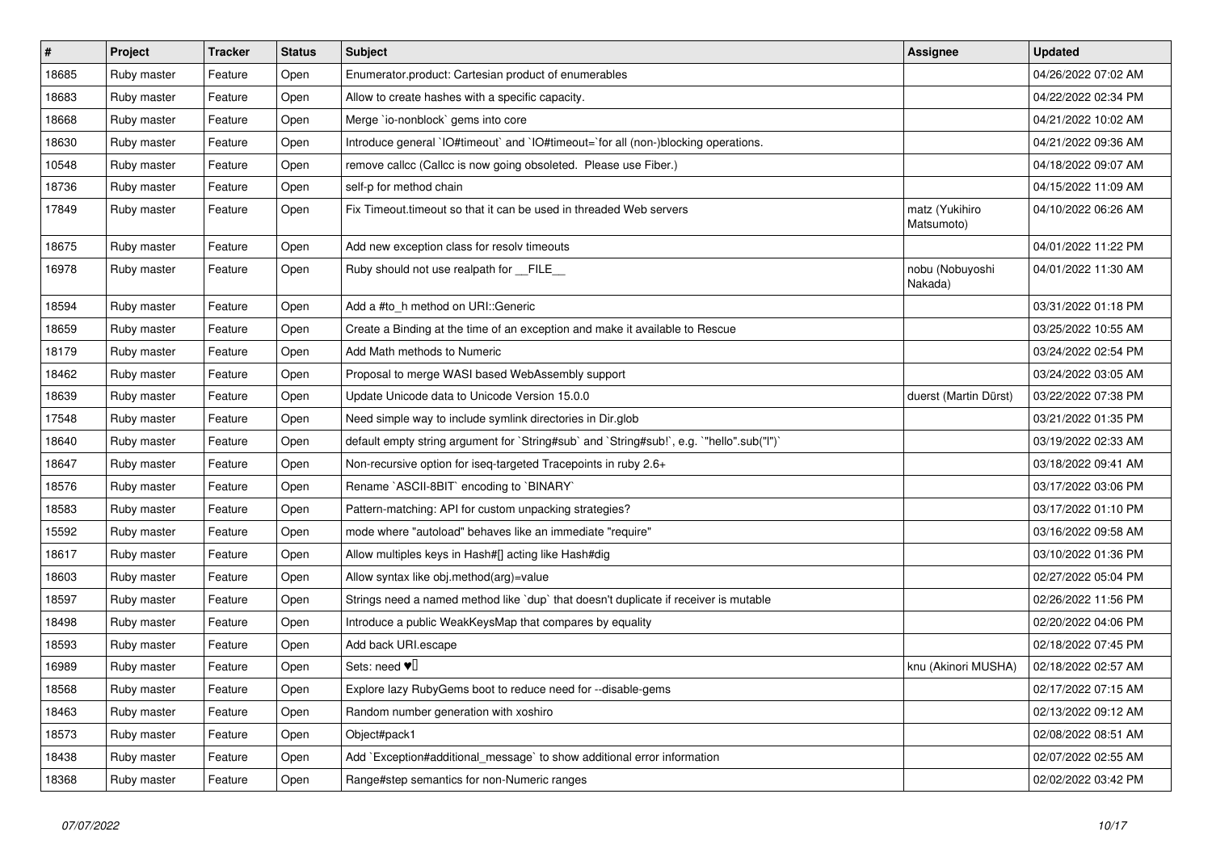| # | Project | Tracker | Status | Subject | Assignee | Updated |
|---|---|---|---|---|---|---|
| 18685 | Ruby master | Feature | Open | Enumerator.product: Cartesian product of enumerables | | 04/26/2022 07:02 AM |
| 18683 | Ruby master | Feature | Open | Allow to create hashes with a specific capacity. | | 04/22/2022 02:34 PM |
| 18668 | Ruby master | Feature | Open | Merge `io-nonblock` gems into core | | 04/21/2022 10:02 AM |
| 18630 | Ruby master | Feature | Open | Introduce general `IO#timeout` and `IO#timeout=`for all (non-)blocking operations. | | 04/21/2022 09:36 AM |
| 10548 | Ruby master | Feature | Open | remove callcc (Callcc is now going obsoleted. Please use Fiber.) | | 04/18/2022 09:07 AM |
| 18736 | Ruby master | Feature | Open | self-p for method chain | | 04/15/2022 11:09 AM |
| 17849 | Ruby master | Feature | Open | Fix Timeout.timeout so that it can be used in threaded Web servers | matz (Yukihiro Matsumoto) | 04/10/2022 06:26 AM |
| 18675 | Ruby master | Feature | Open | Add new exception class for resolv timeouts | | 04/01/2022 11:22 PM |
| 16978 | Ruby master | Feature | Open | Ruby should not use realpath for __FILE__ | nobu (Nobuyoshi Nakada) | 04/01/2022 11:30 AM |
| 18594 | Ruby master | Feature | Open | Add a #to_h method on URI::Generic | | 03/31/2022 01:18 PM |
| 18659 | Ruby master | Feature | Open | Create a Binding at the time of an exception and make it available to Rescue | | 03/25/2022 10:55 AM |
| 18179 | Ruby master | Feature | Open | Add Math methods to Numeric | | 03/24/2022 02:54 PM |
| 18462 | Ruby master | Feature | Open | Proposal to merge WASI based WebAssembly support | | 03/24/2022 03:05 AM |
| 18639 | Ruby master | Feature | Open | Update Unicode data to Unicode Version 15.0.0 | duerst (Martin Dürst) | 03/22/2022 07:38 PM |
| 17548 | Ruby master | Feature | Open | Need simple way to include symlink directories in Dir.glob | | 03/21/2022 01:35 PM |
| 18640 | Ruby master | Feature | Open | default empty string argument for `String#sub` and `String#sub!`, e.g. `"hello".sub("l")` | | 03/19/2022 02:33 AM |
| 18647 | Ruby master | Feature | Open | Non-recursive option for iseq-targeted Tracepoints in ruby 2.6+ | | 03/18/2022 09:41 AM |
| 18576 | Ruby master | Feature | Open | Rename `ASCII-8BIT` encoding to `BINARY` | | 03/17/2022 03:06 PM |
| 18583 | Ruby master | Feature | Open | Pattern-matching: API for custom unpacking strategies? | | 03/17/2022 01:10 PM |
| 15592 | Ruby master | Feature | Open | mode where "autoload" behaves like an immediate "require" | | 03/16/2022 09:58 AM |
| 18617 | Ruby master | Feature | Open | Allow multiples keys in Hash#[] acting like Hash#dig | | 03/10/2022 01:36 PM |
| 18603 | Ruby master | Feature | Open | Allow syntax like obj.method(arg)=value | | 02/27/2022 05:04 PM |
| 18597 | Ruby master | Feature | Open | Strings need a named method like `dup` that doesn't duplicate if receiver is mutable | | 02/26/2022 11:56 PM |
| 18498 | Ruby master | Feature | Open | Introduce a public WeakKeysMap that compares by equality | | 02/20/2022 04:06 PM |
| 18593 | Ruby master | Feature | Open | Add back URI.escape | | 02/18/2022 07:45 PM |
| 16989 | Ruby master | Feature | Open | Sets: need ♥️ | knu (Akinori MUSHA) | 02/18/2022 02:57 AM |
| 18568 | Ruby master | Feature | Open | Explore lazy RubyGems boot to reduce need for --disable-gems | | 02/17/2022 07:15 AM |
| 18463 | Ruby master | Feature | Open | Random number generation with xoshiro | | 02/13/2022 09:12 AM |
| 18573 | Ruby master | Feature | Open | Object#pack1 | | 02/08/2022 08:51 AM |
| 18438 | Ruby master | Feature | Open | Add `Exception#additional_message` to show additional error information | | 02/07/2022 02:55 AM |
| 18368 | Ruby master | Feature | Open | Range#step semantics for non-Numeric ranges | | 02/02/2022 03:42 PM |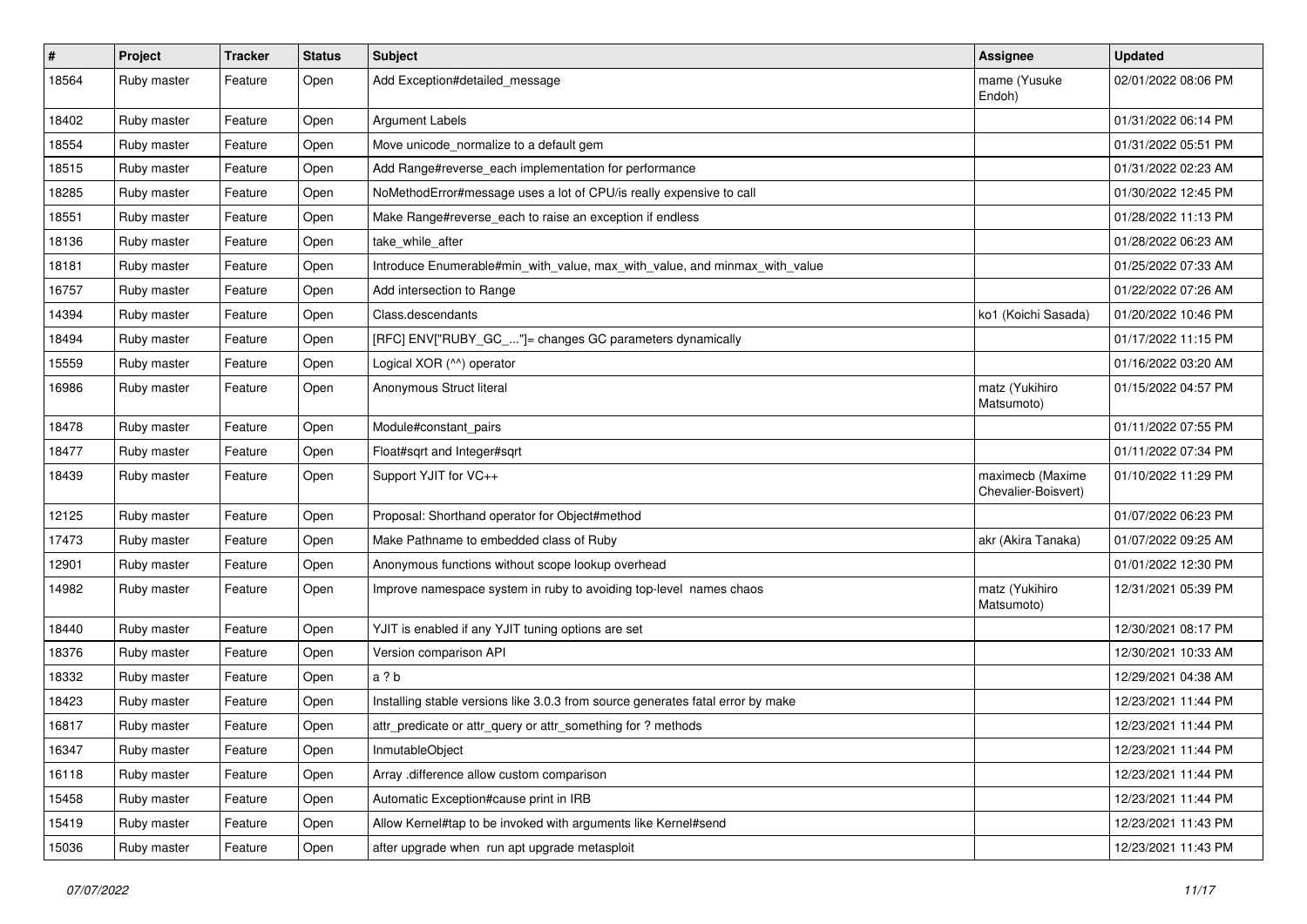| # | Project | Tracker | Status | Subject | Assignee | Updated |
|---|---|---|---|---|---|---|
| 18564 | Ruby master | Feature | Open | Add Exception#detailed_message | mame (Yusuke Endoh) | 02/01/2022 08:06 PM |
| 18402 | Ruby master | Feature | Open | Argument Labels | | 01/31/2022 06:14 PM |
| 18554 | Ruby master | Feature | Open | Move unicode_normalize to a default gem | | 01/31/2022 05:51 PM |
| 18515 | Ruby master | Feature | Open | Add Range#reverse_each implementation for performance | | 01/31/2022 02:23 AM |
| 18285 | Ruby master | Feature | Open | NoMethodError#message uses a lot of CPU/is really expensive to call | | 01/30/2022 12:45 PM |
| 18551 | Ruby master | Feature | Open | Make Range#reverse_each to raise an exception if endless | | 01/28/2022 11:13 PM |
| 18136 | Ruby master | Feature | Open | take_while_after | | 01/28/2022 06:23 AM |
| 18181 | Ruby master | Feature | Open | Introduce Enumerable#min_with_value, max_with_value, and minmax_with_value | | 01/25/2022 07:33 AM |
| 16757 | Ruby master | Feature | Open | Add intersection to Range | | 01/22/2022 07:26 AM |
| 14394 | Ruby master | Feature | Open | Class.descendants | ko1 (Koichi Sasada) | 01/20/2022 10:46 PM |
| 18494 | Ruby master | Feature | Open | [RFC] ENV["RUBY_GC_..."]= changes GC parameters dynamically | | 01/17/2022 11:15 PM |
| 15559 | Ruby master | Feature | Open | Logical XOR (^^) operator | | 01/16/2022 03:20 AM |
| 16986 | Ruby master | Feature | Open | Anonymous Struct literal | matz (Yukihiro Matsumoto) | 01/15/2022 04:57 PM |
| 18478 | Ruby master | Feature | Open | Module#constant_pairs | | 01/11/2022 07:55 PM |
| 18477 | Ruby master | Feature | Open | Float#sqrt and Integer#sqrt | | 01/11/2022 07:34 PM |
| 18439 | Ruby master | Feature | Open | Support YJIT for VC++ | maximecb (Maxime Chevalier-Boisvert) | 01/10/2022 11:29 PM |
| 12125 | Ruby master | Feature | Open | Proposal: Shorthand operator for Object#method | | 01/07/2022 06:23 PM |
| 17473 | Ruby master | Feature | Open | Make Pathname to embedded class of Ruby | akr (Akira Tanaka) | 01/07/2022 09:25 AM |
| 12901 | Ruby master | Feature | Open | Anonymous functions without scope lookup overhead | | 01/01/2022 12:30 PM |
| 14982 | Ruby master | Feature | Open | Improve namespace system in ruby to avoiding top-level names chaos | matz (Yukihiro Matsumoto) | 12/31/2021 05:39 PM |
| 18440 | Ruby master | Feature | Open | YJIT is enabled if any YJIT tuning options are set | | 12/30/2021 08:17 PM |
| 18376 | Ruby master | Feature | Open | Version comparison API | | 12/30/2021 10:33 AM |
| 18332 | Ruby master | Feature | Open | a ? b | | 12/29/2021 04:38 AM |
| 18423 | Ruby master | Feature | Open | Installing stable versions like 3.0.3 from source generates fatal error by make | | 12/23/2021 11:44 PM |
| 16817 | Ruby master | Feature | Open | attr_predicate or attr_query or attr_something for ? methods | | 12/23/2021 11:44 PM |
| 16347 | Ruby master | Feature | Open | InmutableObject | | 12/23/2021 11:44 PM |
| 16118 | Ruby master | Feature | Open | Array .difference allow custom comparison | | 12/23/2021 11:44 PM |
| 15458 | Ruby master | Feature | Open | Automatic Exception#cause print in IRB | | 12/23/2021 11:44 PM |
| 15419 | Ruby master | Feature | Open | Allow Kernel#tap to be invoked with arguments like Kernel#send | | 12/23/2021 11:43 PM |
| 15036 | Ruby master | Feature | Open | after upgrade when run apt upgrade metasploit | | 12/23/2021 11:43 PM |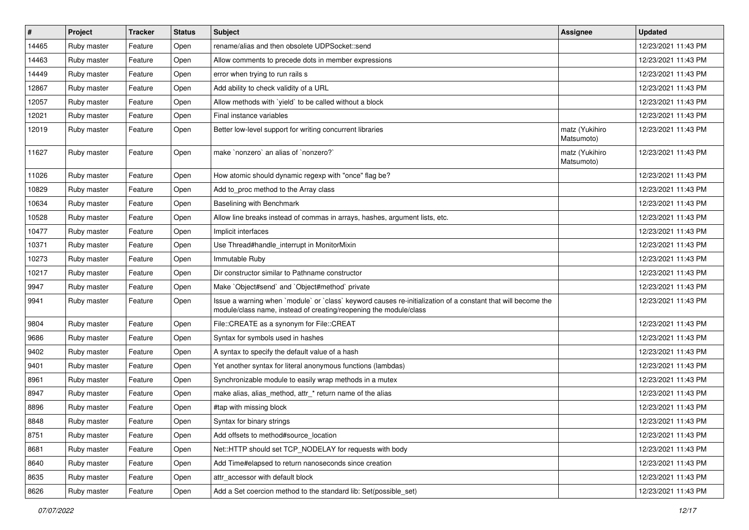| # | Project | Tracker | Status | Subject | Assignee | Updated |
|---|---|---|---|---|---|---|
| 14465 | Ruby master | Feature | Open | rename/alias and then obsolete UDPSocket::send | | 12/23/2021 11:43 PM |
| 14463 | Ruby master | Feature | Open | Allow comments to precede dots in member expressions | | 12/23/2021 11:43 PM |
| 14449 | Ruby master | Feature | Open | error when trying to run rails s | | 12/23/2021 11:43 PM |
| 12867 | Ruby master | Feature | Open | Add ability to check validity of a URL | | 12/23/2021 11:43 PM |
| 12057 | Ruby master | Feature | Open | Allow methods with `yield` to be called without a block | | 12/23/2021 11:43 PM |
| 12021 | Ruby master | Feature | Open | Final instance variables | | 12/23/2021 11:43 PM |
| 12019 | Ruby master | Feature | Open | Better low-level support for writing concurrent libraries | matz (Yukihiro Matsumoto) | 12/23/2021 11:43 PM |
| 11627 | Ruby master | Feature | Open | make `nonzero` an alias of `nonzero?` | matz (Yukihiro Matsumoto) | 12/23/2021 11:43 PM |
| 11026 | Ruby master | Feature | Open | How atomic should dynamic regexp with "once" flag be? | | 12/23/2021 11:43 PM |
| 10829 | Ruby master | Feature | Open | Add to_proc method to the Array class | | 12/23/2021 11:43 PM |
| 10634 | Ruby master | Feature | Open | Baselining with Benchmark | | 12/23/2021 11:43 PM |
| 10528 | Ruby master | Feature | Open | Allow line breaks instead of commas in arrays, hashes, argument lists, etc. | | 12/23/2021 11:43 PM |
| 10477 | Ruby master | Feature | Open | Implicit interfaces | | 12/23/2021 11:43 PM |
| 10371 | Ruby master | Feature | Open | Use Thread#handle_interrupt in MonitorMixin | | 12/23/2021 11:43 PM |
| 10273 | Ruby master | Feature | Open | Immutable Ruby | | 12/23/2021 11:43 PM |
| 10217 | Ruby master | Feature | Open | Dir constructor similar to Pathname constructor | | 12/23/2021 11:43 PM |
| 9947 | Ruby master | Feature | Open | Make `Object#send` and `Object#method` private | | 12/23/2021 11:43 PM |
| 9941 | Ruby master | Feature | Open | Issue a warning when `module` or `class` keyword causes re-initialization of a constant that will become the module/class name, instead of creating/reopening the module/class | | 12/23/2021 11:43 PM |
| 9804 | Ruby master | Feature | Open | File::CREATE as a synonym for File::CREAT | | 12/23/2021 11:43 PM |
| 9686 | Ruby master | Feature | Open | Syntax for symbols used in hashes | | 12/23/2021 11:43 PM |
| 9402 | Ruby master | Feature | Open | A syntax to specify the default value of a hash | | 12/23/2021 11:43 PM |
| 9401 | Ruby master | Feature | Open | Yet another syntax for literal anonymous functions (lambdas) | | 12/23/2021 11:43 PM |
| 8961 | Ruby master | Feature | Open | Synchronizable module to easily wrap methods in a mutex | | 12/23/2021 11:43 PM |
| 8947 | Ruby master | Feature | Open | make alias, alias_method, attr_* return name of the alias | | 12/23/2021 11:43 PM |
| 8896 | Ruby master | Feature | Open | #tap with missing block | | 12/23/2021 11:43 PM |
| 8848 | Ruby master | Feature | Open | Syntax for binary strings | | 12/23/2021 11:43 PM |
| 8751 | Ruby master | Feature | Open | Add offsets to method#source_location | | 12/23/2021 11:43 PM |
| 8681 | Ruby master | Feature | Open | Net::HTTP should set TCP_NODELAY for requests with body | | 12/23/2021 11:43 PM |
| 8640 | Ruby master | Feature | Open | Add Time#elapsed to return nanoseconds since creation | | 12/23/2021 11:43 PM |
| 8635 | Ruby master | Feature | Open | attr_accessor with default block | | 12/23/2021 11:43 PM |
| 8626 | Ruby master | Feature | Open | Add a Set coercion method to the standard lib: Set(possible_set) | | 12/23/2021 11:43 PM |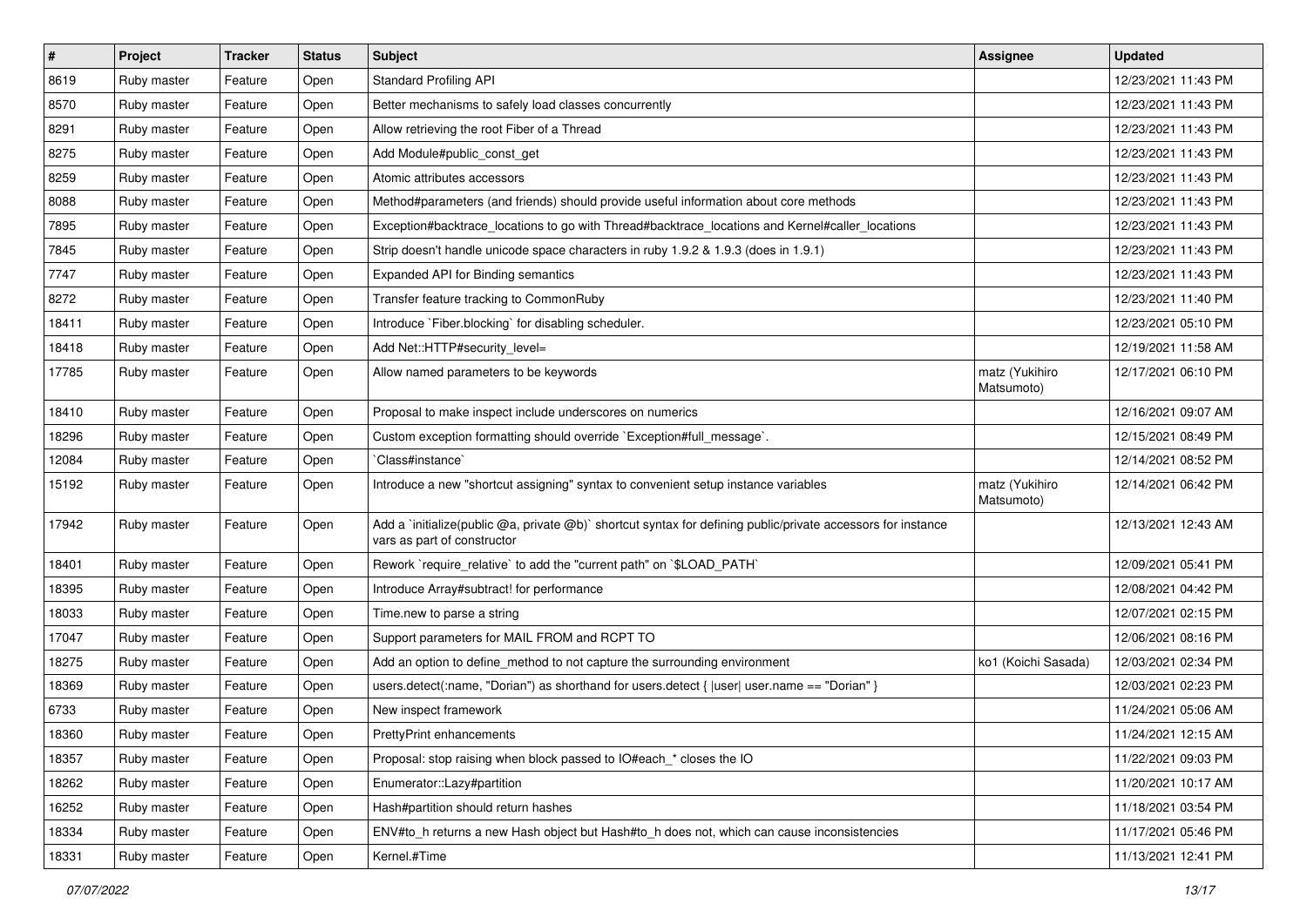| # | Project | Tracker | Status | Subject | Assignee | Updated |
| --- | --- | --- | --- | --- | --- | --- |
| 8619 | Ruby master | Feature | Open | Standard Profiling API | | 12/23/2021 11:43 PM |
| 8570 | Ruby master | Feature | Open | Better mechanisms to safely load classes concurrently | | 12/23/2021 11:43 PM |
| 8291 | Ruby master | Feature | Open | Allow retrieving the root Fiber of a Thread | | 12/23/2021 11:43 PM |
| 8275 | Ruby master | Feature | Open | Add Module#public_const_get | | 12/23/2021 11:43 PM |
| 8259 | Ruby master | Feature | Open | Atomic attributes accessors | | 12/23/2021 11:43 PM |
| 8088 | Ruby master | Feature | Open | Method#parameters (and friends) should provide useful information about core methods | | 12/23/2021 11:43 PM |
| 7895 | Ruby master | Feature | Open | Exception#backtrace_locations to go with Thread#backtrace_locations and Kernel#caller_locations | | 12/23/2021 11:43 PM |
| 7845 | Ruby master | Feature | Open | Strip doesn't handle unicode space characters in ruby 1.9.2 & 1.9.3 (does in 1.9.1) | | 12/23/2021 11:43 PM |
| 7747 | Ruby master | Feature | Open | Expanded API for Binding semantics | | 12/23/2021 11:43 PM |
| 8272 | Ruby master | Feature | Open | Transfer feature tracking to CommonRuby | | 12/23/2021 11:40 PM |
| 18411 | Ruby master | Feature | Open | Introduce `Fiber.blocking` for disabling scheduler. | | 12/23/2021 05:10 PM |
| 18418 | Ruby master | Feature | Open | Add Net::HTTP#security_level= | | 12/19/2021 11:58 AM |
| 17785 | Ruby master | Feature | Open | Allow named parameters to be keywords | matz (Yukihiro Matsumoto) | 12/17/2021 06:10 PM |
| 18410 | Ruby master | Feature | Open | Proposal to make inspect include underscores on numerics | | 12/16/2021 09:07 AM |
| 18296 | Ruby master | Feature | Open | Custom exception formatting should override `Exception#full_message`. | | 12/15/2021 08:49 PM |
| 12084 | Ruby master | Feature | Open | `Class#instance` | | 12/14/2021 08:52 PM |
| 15192 | Ruby master | Feature | Open | Introduce a new "shortcut assigning" syntax to convenient setup instance variables | matz (Yukihiro Matsumoto) | 12/14/2021 06:42 PM |
| 17942 | Ruby master | Feature | Open | Add a `initialize(public @a, private @b)` shortcut syntax for defining public/private accessors for instance vars as part of constructor | | 12/13/2021 12:43 AM |
| 18401 | Ruby master | Feature | Open | Rework `require_relative` to add the "current path" on `$LOAD_PATH` | | 12/09/2021 05:41 PM |
| 18395 | Ruby master | Feature | Open | Introduce Array#subtract! for performance | | 12/08/2021 04:42 PM |
| 18033 | Ruby master | Feature | Open | Time.new to parse a string | | 12/07/2021 02:15 PM |
| 17047 | Ruby master | Feature | Open | Support parameters for MAIL FROM and RCPT TO | | 12/06/2021 08:16 PM |
| 18275 | Ruby master | Feature | Open | Add an option to define_method to not capture the surrounding environment | ko1 (Koichi Sasada) | 12/03/2021 02:34 PM |
| 18369 | Ruby master | Feature | Open | users.detect(:name, "Dorian") as shorthand for users.detect { \|user\| user.name == "Dorian" } | | 12/03/2021 02:23 PM |
| 6733 | Ruby master | Feature | Open | New inspect framework | | 11/24/2021 05:06 AM |
| 18360 | Ruby master | Feature | Open | PrettyPrint enhancements | | 11/24/2021 12:15 AM |
| 18357 | Ruby master | Feature | Open | Proposal: stop raising when block passed to IO#each_* closes the IO | | 11/22/2021 09:03 PM |
| 18262 | Ruby master | Feature | Open | Enumerator::Lazy#partition | | 11/20/2021 10:17 AM |
| 16252 | Ruby master | Feature | Open | Hash#partition should return hashes | | 11/18/2021 03:54 PM |
| 18334 | Ruby master | Feature | Open | ENV#to_h returns a new Hash object but Hash#to_h does not, which can cause inconsistencies | | 11/17/2021 05:46 PM |
| 18331 | Ruby master | Feature | Open | Kernel.#Time | | 11/13/2021 12:41 PM |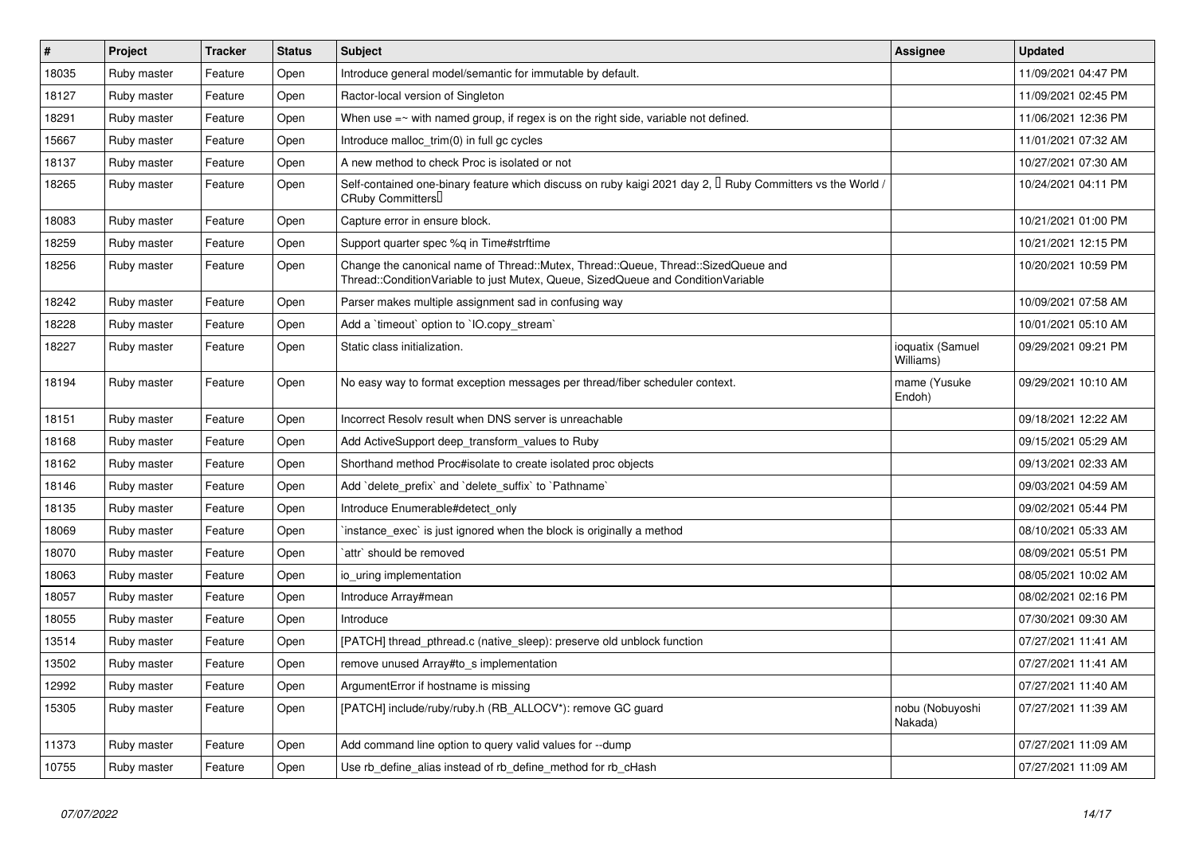| # | Project | Tracker | Status | Subject | Assignee | Updated |
| --- | --- | --- | --- | --- | --- | --- |
| 18035 | Ruby master | Feature | Open | Introduce general model/semantic for immutable by default. |  | 11/09/2021 04:47 PM |
| 18127 | Ruby master | Feature | Open | Ractor-local version of Singleton |  | 11/09/2021 02:45 PM |
| 18291 | Ruby master | Feature | Open | When use =~ with named group, if regex is on the right side, variable not defined. |  | 11/06/2021 12:36 PM |
| 15667 | Ruby master | Feature | Open | Introduce malloc_trim(0) in full gc cycles |  | 11/01/2021 07:32 AM |
| 18137 | Ruby master | Feature | Open | A new method to check Proc is isolated or not |  | 10/27/2021 07:30 AM |
| 18265 | Ruby master | Feature | Open | Self-contained one-binary feature which discuss on ruby kaigi 2021 day 2, 「Ruby Committers vs the World / CRuby Committers」 |  | 10/24/2021 04:11 PM |
| 18083 | Ruby master | Feature | Open | Capture error in ensure block. |  | 10/21/2021 01:00 PM |
| 18259 | Ruby master | Feature | Open | Support quarter spec %q in Time#strftime |  | 10/21/2021 12:15 PM |
| 18256 | Ruby master | Feature | Open | Change the canonical name of Thread::Mutex, Thread::Queue, Thread::SizedQueue and Thread::ConditionVariable to just Mutex, Queue, SizedQueue and ConditionVariable |  | 10/20/2021 10:59 PM |
| 18242 | Ruby master | Feature | Open | Parser makes multiple assignment sad in confusing way |  | 10/09/2021 07:58 AM |
| 18228 | Ruby master | Feature | Open | Add a `timeout` option to `IO.copy_stream` |  | 10/01/2021 05:10 AM |
| 18227 | Ruby master | Feature | Open | Static class initialization. | ioquatix (Samuel Williams) | 09/29/2021 09:21 PM |
| 18194 | Ruby master | Feature | Open | No easy way to format exception messages per thread/fiber scheduler context. | mame (Yusuke Endoh) | 09/29/2021 10:10 AM |
| 18151 | Ruby master | Feature | Open | Incorrect Resolv result when DNS server is unreachable |  | 09/18/2021 12:22 AM |
| 18168 | Ruby master | Feature | Open | Add ActiveSupport deep_transform_values to Ruby |  | 09/15/2021 05:29 AM |
| 18162 | Ruby master | Feature | Open | Shorthand method Proc#isolate to create isolated proc objects |  | 09/13/2021 02:33 AM |
| 18146 | Ruby master | Feature | Open | Add `delete_prefix` and `delete_suffix` to `Pathname` |  | 09/03/2021 04:59 AM |
| 18135 | Ruby master | Feature | Open | Introduce Enumerable#detect_only |  | 09/02/2021 05:44 PM |
| 18069 | Ruby master | Feature | Open | `instance_exec` is just ignored when the block is originally a method |  | 08/10/2021 05:33 AM |
| 18070 | Ruby master | Feature | Open | `attr` should be removed |  | 08/09/2021 05:51 PM |
| 18063 | Ruby master | Feature | Open | io_uring implementation |  | 08/05/2021 10:02 AM |
| 18057 | Ruby master | Feature | Open | Introduce Array#mean |  | 08/02/2021 02:16 PM |
| 18055 | Ruby master | Feature | Open | Introduce |  | 07/30/2021 09:30 AM |
| 13514 | Ruby master | Feature | Open | [PATCH] thread_pthread.c (native_sleep): preserve old unblock function |  | 07/27/2021 11:41 AM |
| 13502 | Ruby master | Feature | Open | remove unused Array#to_s implementation |  | 07/27/2021 11:41 AM |
| 12992 | Ruby master | Feature | Open | ArgumentError if hostname is missing |  | 07/27/2021 11:40 AM |
| 15305 | Ruby master | Feature | Open | [PATCH] include/ruby/ruby.h (RB_ALLOCV*): remove GC guard | nobu (Nobuyoshi Nakada) | 07/27/2021 11:39 AM |
| 11373 | Ruby master | Feature | Open | Add command line option to query valid values for --dump |  | 07/27/2021 11:09 AM |
| 10755 | Ruby master | Feature | Open | Use rb_define_alias instead of rb_define_method for rb_cHash |  | 07/27/2021 11:09 AM |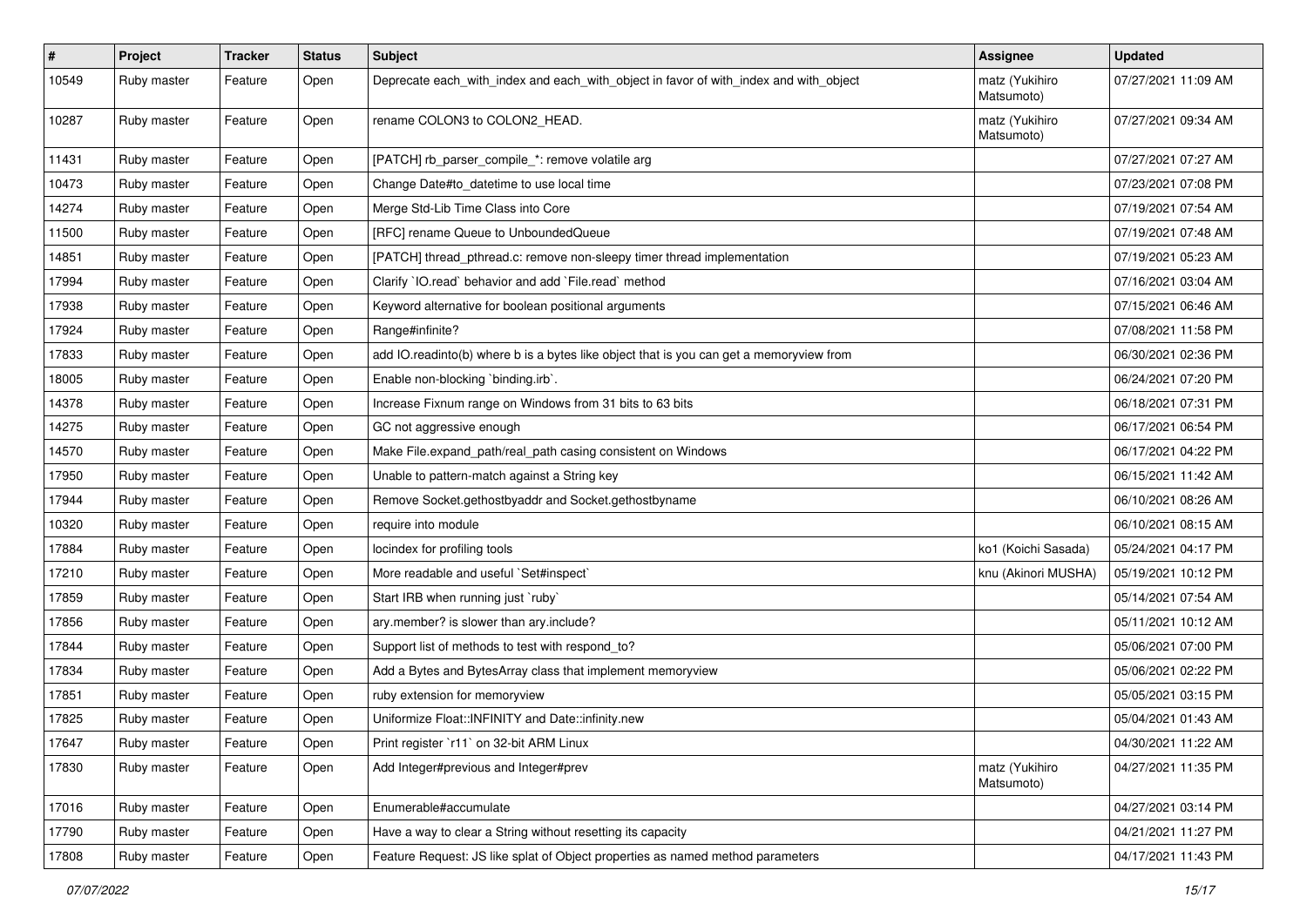| # | Project | Tracker | Status | Subject | Assignee | Updated |
|---|---|---|---|---|---|---|
| 10549 | Ruby master | Feature | Open | Deprecate each_with_index and each_with_object in favor of with_index and with_object | matz (Yukihiro Matsumoto) | 07/27/2021 11:09 AM |
| 10287 | Ruby master | Feature | Open | rename COLON3 to COLON2_HEAD. | matz (Yukihiro Matsumoto) | 07/27/2021 09:34 AM |
| 11431 | Ruby master | Feature | Open | [PATCH] rb_parser_compile_*: remove volatile arg | | 07/27/2021 07:27 AM |
| 10473 | Ruby master | Feature | Open | Change Date#to_datetime to use local time | | 07/23/2021 07:08 PM |
| 14274 | Ruby master | Feature | Open | Merge Std-Lib Time Class into Core | | 07/19/2021 07:54 AM |
| 11500 | Ruby master | Feature | Open | [RFC] rename Queue to UnboundedQueue | | 07/19/2021 07:48 AM |
| 14851 | Ruby master | Feature | Open | [PATCH] thread_pthread.c: remove non-sleepy timer thread implementation | | 07/19/2021 05:23 AM |
| 17994 | Ruby master | Feature | Open | Clarify `IO.read` behavior and add `File.read` method | | 07/16/2021 03:04 AM |
| 17938 | Ruby master | Feature | Open | Keyword alternative for boolean positional arguments | | 07/15/2021 06:46 AM |
| 17924 | Ruby master | Feature | Open | Range#infinite? | | 07/08/2021 11:58 PM |
| 17833 | Ruby master | Feature | Open | add IO.readinto(b) where b is a bytes like object that is you can get a memoryview from | | 06/30/2021 02:36 PM |
| 18005 | Ruby master | Feature | Open | Enable non-blocking `binding.irb`. | | 06/24/2021 07:20 PM |
| 14378 | Ruby master | Feature | Open | Increase Fixnum range on Windows from 31 bits to 63 bits | | 06/18/2021 07:31 PM |
| 14275 | Ruby master | Feature | Open | GC not aggressive enough | | 06/17/2021 06:54 PM |
| 14570 | Ruby master | Feature | Open | Make File.expand_path/real_path casing consistent on Windows | | 06/17/2021 04:22 PM |
| 17950 | Ruby master | Feature | Open | Unable to pattern-match against a String key | | 06/15/2021 11:42 AM |
| 17944 | Ruby master | Feature | Open | Remove Socket.gethostbyaddr and Socket.gethostbyname | | 06/10/2021 08:26 AM |
| 10320 | Ruby master | Feature | Open | require into module | | 06/10/2021 08:15 AM |
| 17884 | Ruby master | Feature | Open | locindex for profiling tools | ko1 (Koichi Sasada) | 05/24/2021 04:17 PM |
| 17210 | Ruby master | Feature | Open | More readable and useful `Set#inspect` | knu (Akinori MUSHA) | 05/19/2021 10:12 PM |
| 17859 | Ruby master | Feature | Open | Start IRB when running just `ruby` | | 05/14/2021 07:54 AM |
| 17856 | Ruby master | Feature | Open | ary.member? is slower than ary.include? | | 05/11/2021 10:12 AM |
| 17844 | Ruby master | Feature | Open | Support list of methods to test with respond_to? | | 05/06/2021 07:00 PM |
| 17834 | Ruby master | Feature | Open | Add a Bytes and BytesArray class that implement memoryview | | 05/06/2021 02:22 PM |
| 17851 | Ruby master | Feature | Open | ruby extension for memoryview | | 05/05/2021 03:15 PM |
| 17825 | Ruby master | Feature | Open | Uniformize Float::INFINITY and Date::infinity.new | | 05/04/2021 01:43 AM |
| 17647 | Ruby master | Feature | Open | Print register `r11` on 32-bit ARM Linux | | 04/30/2021 11:22 AM |
| 17830 | Ruby master | Feature | Open | Add Integer#previous and Integer#prev | matz (Yukihiro Matsumoto) | 04/27/2021 11:35 PM |
| 17016 | Ruby master | Feature | Open | Enumerable#accumulate | | 04/27/2021 03:14 PM |
| 17790 | Ruby master | Feature | Open | Have a way to clear a String without resetting its capacity | | 04/21/2021 11:27 PM |
| 17808 | Ruby master | Feature | Open | Feature Request: JS like splat of Object properties as named method parameters | | 04/17/2021 11:43 PM |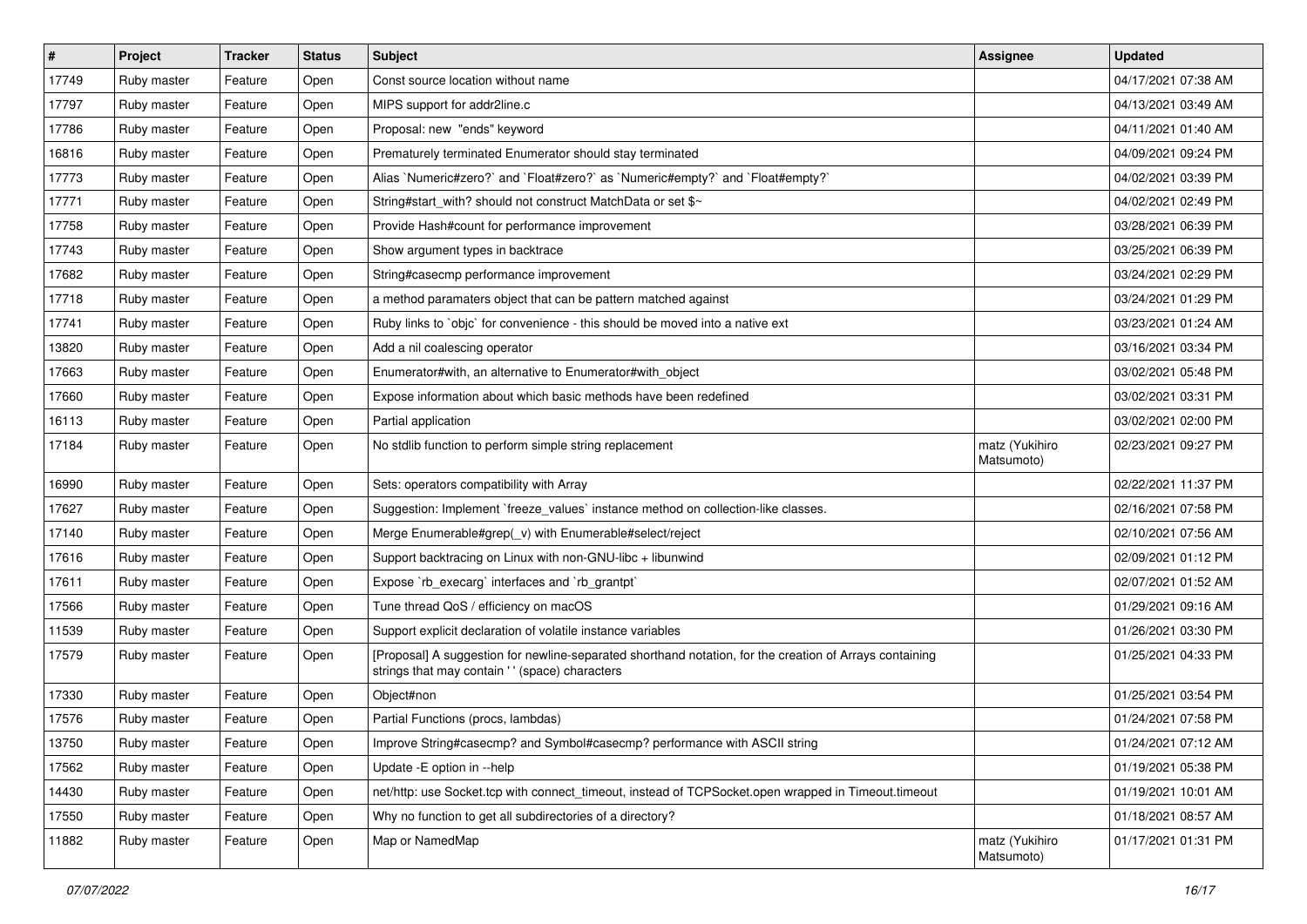| # | Project | Tracker | Status | Subject | Assignee | Updated |
|---|---|---|---|---|---|---|
| 17749 | Ruby master | Feature | Open | Const source location without name | | 04/17/2021 07:38 AM |
| 17797 | Ruby master | Feature | Open | MIPS support for addr2line.c | | 04/13/2021 03:49 AM |
| 17786 | Ruby master | Feature | Open | Proposal: new "ends" keyword | | 04/11/2021 01:40 AM |
| 16816 | Ruby master | Feature | Open | Prematurely terminated Enumerator should stay terminated | | 04/09/2021 09:24 PM |
| 17773 | Ruby master | Feature | Open | Alias `Numeric#zero?` and `Float#zero?` as `Numeric#empty?` and `Float#empty?` | | 04/02/2021 03:39 PM |
| 17771 | Ruby master | Feature | Open | String#start_with? should not construct MatchData or set $~ | | 04/02/2021 02:49 PM |
| 17758 | Ruby master | Feature | Open | Provide Hash#count for performance improvement | | 03/28/2021 06:39 PM |
| 17743 | Ruby master | Feature | Open | Show argument types in backtrace | | 03/25/2021 06:39 PM |
| 17682 | Ruby master | Feature | Open | String#casecmp performance improvement | | 03/24/2021 02:29 PM |
| 17718 | Ruby master | Feature | Open | a method paramaters object that can be pattern matched against | | 03/24/2021 01:29 PM |
| 17741 | Ruby master | Feature | Open | Ruby links to `objc` for convenience - this should be moved into a native ext | | 03/23/2021 01:24 AM |
| 13820 | Ruby master | Feature | Open | Add a nil coalescing operator | | 03/16/2021 03:34 PM |
| 17663 | Ruby master | Feature | Open | Enumerator#with, an alternative to Enumerator#with_object | | 03/02/2021 05:48 PM |
| 17660 | Ruby master | Feature | Open | Expose information about which basic methods have been redefined | | 03/02/2021 03:31 PM |
| 16113 | Ruby master | Feature | Open | Partial application | | 03/02/2021 02:00 PM |
| 17184 | Ruby master | Feature | Open | No stdlib function to perform simple string replacement | matz (Yukihiro Matsumoto) | 02/23/2021 09:27 PM |
| 16990 | Ruby master | Feature | Open | Sets: operators compatibility with Array | | 02/22/2021 11:37 PM |
| 17627 | Ruby master | Feature | Open | Suggestion: Implement `freeze_values` instance method on collection-like classes. | | 02/16/2021 07:58 PM |
| 17140 | Ruby master | Feature | Open | Merge Enumerable#grep(_v) with Enumerable#select/reject | | 02/10/2021 07:56 AM |
| 17616 | Ruby master | Feature | Open | Support backtracing on Linux with non-GNU-libc + libunwind | | 02/09/2021 01:12 PM |
| 17611 | Ruby master | Feature | Open | Expose `rb_execarg` interfaces and `rb_grantpt` | | 02/07/2021 01:52 AM |
| 17566 | Ruby master | Feature | Open | Tune thread QoS / efficiency on macOS | | 01/29/2021 09:16 AM |
| 11539 | Ruby master | Feature | Open | Support explicit declaration of volatile instance variables | | 01/26/2021 03:30 PM |
| 17579 | Ruby master | Feature | Open | [Proposal] A suggestion for newline-separated shorthand notation, for the creation of Arrays containing strings that may contain ' ' (space) characters | | 01/25/2021 04:33 PM |
| 17330 | Ruby master | Feature | Open | Object#non | | 01/25/2021 03:54 PM |
| 17576 | Ruby master | Feature | Open | Partial Functions (procs, lambdas) | | 01/24/2021 07:58 PM |
| 13750 | Ruby master | Feature | Open | Improve String#casecmp? and Symbol#casecmp? performance with ASCII string | | 01/24/2021 07:12 AM |
| 17562 | Ruby master | Feature | Open | Update -E option in --help | | 01/19/2021 05:38 PM |
| 14430 | Ruby master | Feature | Open | net/http: use Socket.tcp with connect_timeout, instead of TCPSocket.open wrapped in Timeout.timeout | | 01/19/2021 10:01 AM |
| 17550 | Ruby master | Feature | Open | Why no function to get all subdirectories of a directory? | | 01/18/2021 08:57 AM |
| 11882 | Ruby master | Feature | Open | Map or NamedMap | matz (Yukihiro Matsumoto) | 01/17/2021 01:31 PM |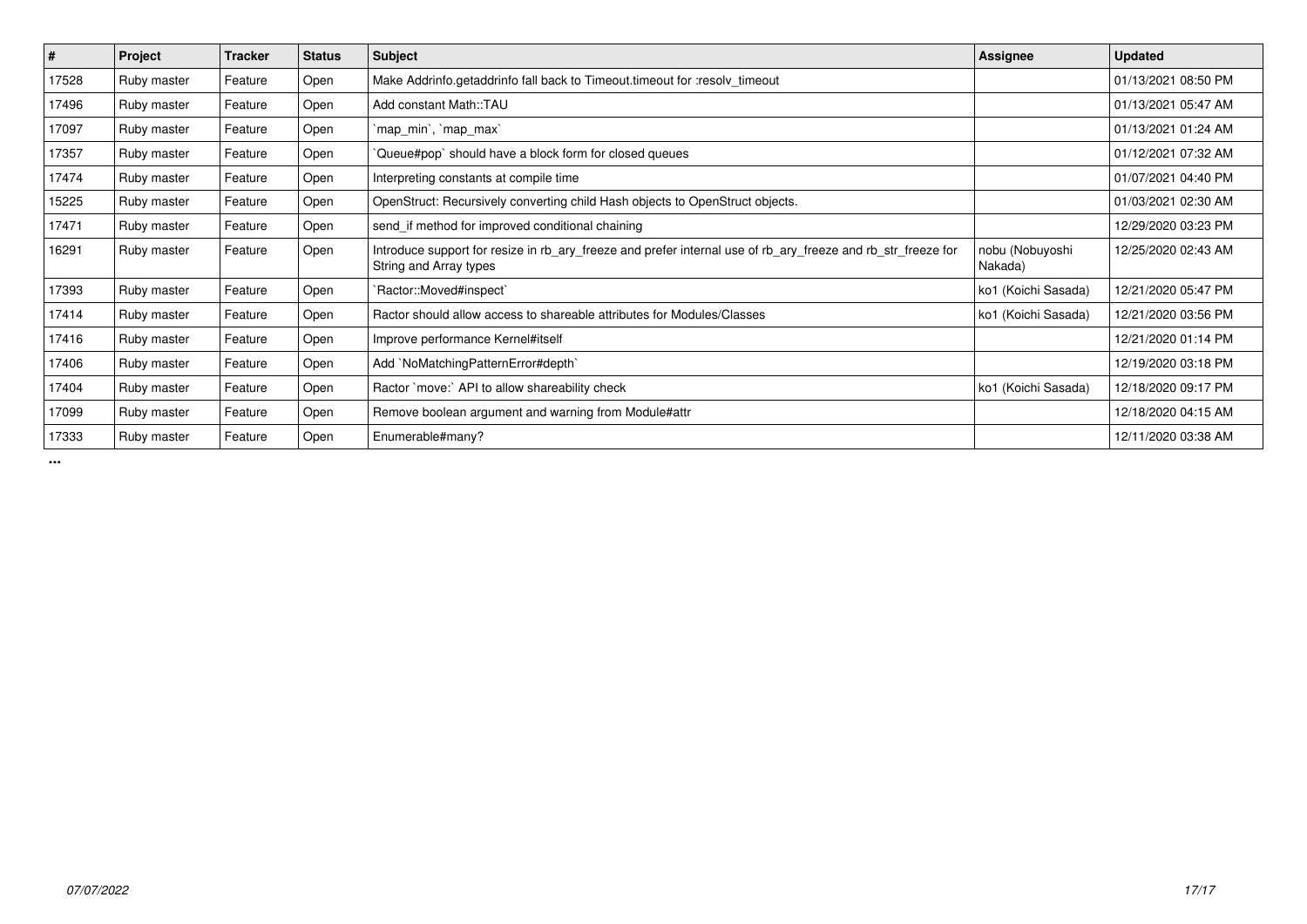| # | Project | Tracker | Status | Subject | Assignee | Updated |
|---|---|---|---|---|---|---|
| 17528 | Ruby master | Feature | Open | Make Addrinfo.getaddrinfo fall back to Timeout.timeout for :resolv_timeout | | 01/13/2021 08:50 PM |
| 17496 | Ruby master | Feature | Open | Add constant Math::TAU | | 01/13/2021 05:47 AM |
| 17097 | Ruby master | Feature | Open | `map_min`, `map_max` | | 01/13/2021 01:24 AM |
| 17357 | Ruby master | Feature | Open | `Queue#pop` should have a block form for closed queues | | 01/12/2021 07:32 AM |
| 17474 | Ruby master | Feature | Open | Interpreting constants at compile time | | 01/07/2021 04:40 PM |
| 15225 | Ruby master | Feature | Open | OpenStruct: Recursively converting child Hash objects to OpenStruct objects. | | 01/03/2021 02:30 AM |
| 17471 | Ruby master | Feature | Open | send_if method for improved conditional chaining | | 12/29/2020 03:23 PM |
| 16291 | Ruby master | Feature | Open | Introduce support for resize in rb_ary_freeze and prefer internal use of rb_ary_freeze and rb_str_freeze for String and Array types | nobu (Nobuyoshi Nakada) | 12/25/2020 02:43 AM |
| 17393 | Ruby master | Feature | Open | `Ractor::Moved#inspect` | ko1 (Koichi Sasada) | 12/21/2020 05:47 PM |
| 17414 | Ruby master | Feature | Open | Ractor should allow access to shareable attributes for Modules/Classes | ko1 (Koichi Sasada) | 12/21/2020 03:56 PM |
| 17416 | Ruby master | Feature | Open | Improve performance Kernel#itself | | 12/21/2020 01:14 PM |
| 17406 | Ruby master | Feature | Open | Add `NoMatchingPatternError#depth` | | 12/19/2020 03:18 PM |
| 17404 | Ruby master | Feature | Open | Ractor `move:` API to allow shareability check | ko1 (Koichi Sasada) | 12/18/2020 09:17 PM |
| 17099 | Ruby master | Feature | Open | Remove boolean argument and warning from Module#attr | | 12/18/2020 04:15 AM |
| 17333 | Ruby master | Feature | Open | Enumerable#many? | | 12/11/2020 03:38 AM |

...